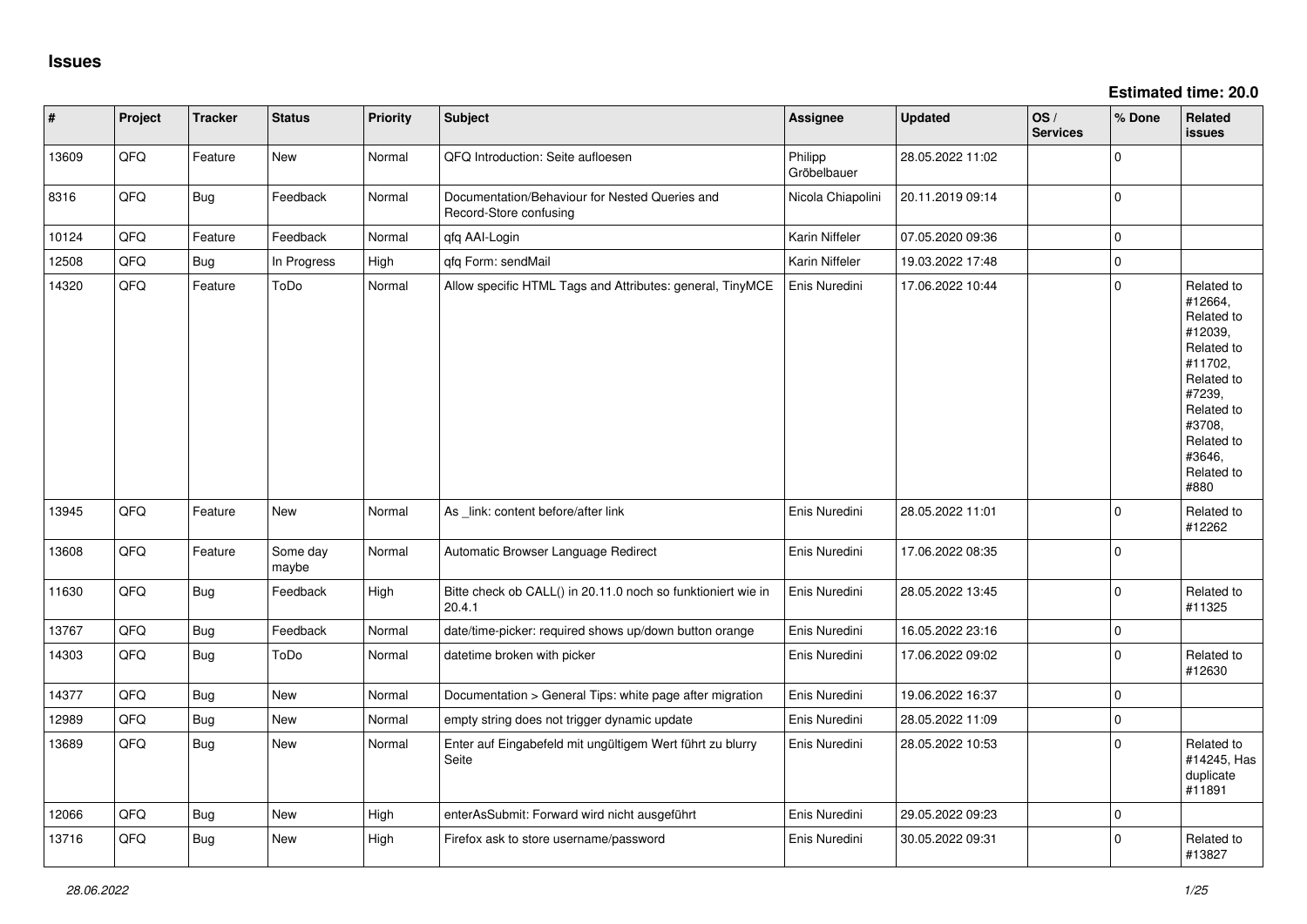# Issues

**Estimated time: 20.0**

| # | Project | Tracker | Status | Priority | Subject | Assignee | Updated | OS / Services | % Done | Related issues |
|---|---|---|---|---|---|---|---|---|---|---|
| 13609 | QFQ | Feature | New | Normal | QFQ Introduction: Seite aufloesen | Philipp Gröbelbauer | 28.05.2022 11:02 | | 0 | |
| 8316 | QFQ | Bug | Feedback | Normal | Documentation/Behaviour for Nested Queries and Record-Store confusing | Nicola Chiapolini | 20.11.2019 09:14 | | 0 | |
| 10124 | QFQ | Feature | Feedback | Normal | qfq AAI-Login | Karin Niffeler | 07.05.2020 09:36 | | 0 | |
| 12508 | QFQ | Bug | In Progress | High | qfq Form: sendMail | Karin Niffeler | 19.03.2022 17:48 | | 0 | |
| 14320 | QFQ | Feature | ToDo | Normal | Allow specific HTML Tags and Attributes: general, TinyMCE | Enis Nuredini | 17.06.2022 10:44 | | 0 | Related to #12664, Related to #12039, Related to #11702, Related to #7239, Related to #3708, Related to #3646, Related to #880 |
| 13945 | QFQ | Feature | New | Normal | As _link: content before/after link | Enis Nuredini | 28.05.2022 11:01 | | 0 | Related to #12262 |
| 13608 | QFQ | Feature | Some day maybe | Normal | Automatic Browser Language Redirect | Enis Nuredini | 17.06.2022 08:35 | | 0 | |
| 11630 | QFQ | Bug | Feedback | High | Bitte check ob CALL() in 20.11.0 noch so funktioniert wie in 20.4.1 | Enis Nuredini | 28.05.2022 13:45 | | 0 | Related to #11325 |
| 13767 | QFQ | Bug | Feedback | Normal | date/time-picker: required shows up/down button orange | Enis Nuredini | 16.05.2022 23:16 | | 0 | |
| 14303 | QFQ | Bug | ToDo | Normal | datetime broken with picker | Enis Nuredini | 17.06.2022 09:02 | | 0 | Related to #12630 |
| 14377 | QFQ | Bug | New | Normal | Documentation > General Tips: white page after migration | Enis Nuredini | 19.06.2022 16:37 | | 0 | |
| 12989 | QFQ | Bug | New | Normal | empty string does not trigger dynamic update | Enis Nuredini | 28.05.2022 11:09 | | 0 | |
| 13689 | QFQ | Bug | New | Normal | Enter auf Eingabefeld mit ungültigem Wert führt zu blurry Seite | Enis Nuredini | 28.05.2022 10:53 | | 0 | Related to #14245, Has duplicate #11891 |
| 12066 | QFQ | Bug | New | High | enterAsSubmit: Forward wird nicht ausgeführt | Enis Nuredini | 29.05.2022 09:23 | | 0 | |
| 13716 | QFQ | Bug | New | High | Firefox ask to store username/password | Enis Nuredini | 30.05.2022 09:31 | | 0 | Related to #13827 |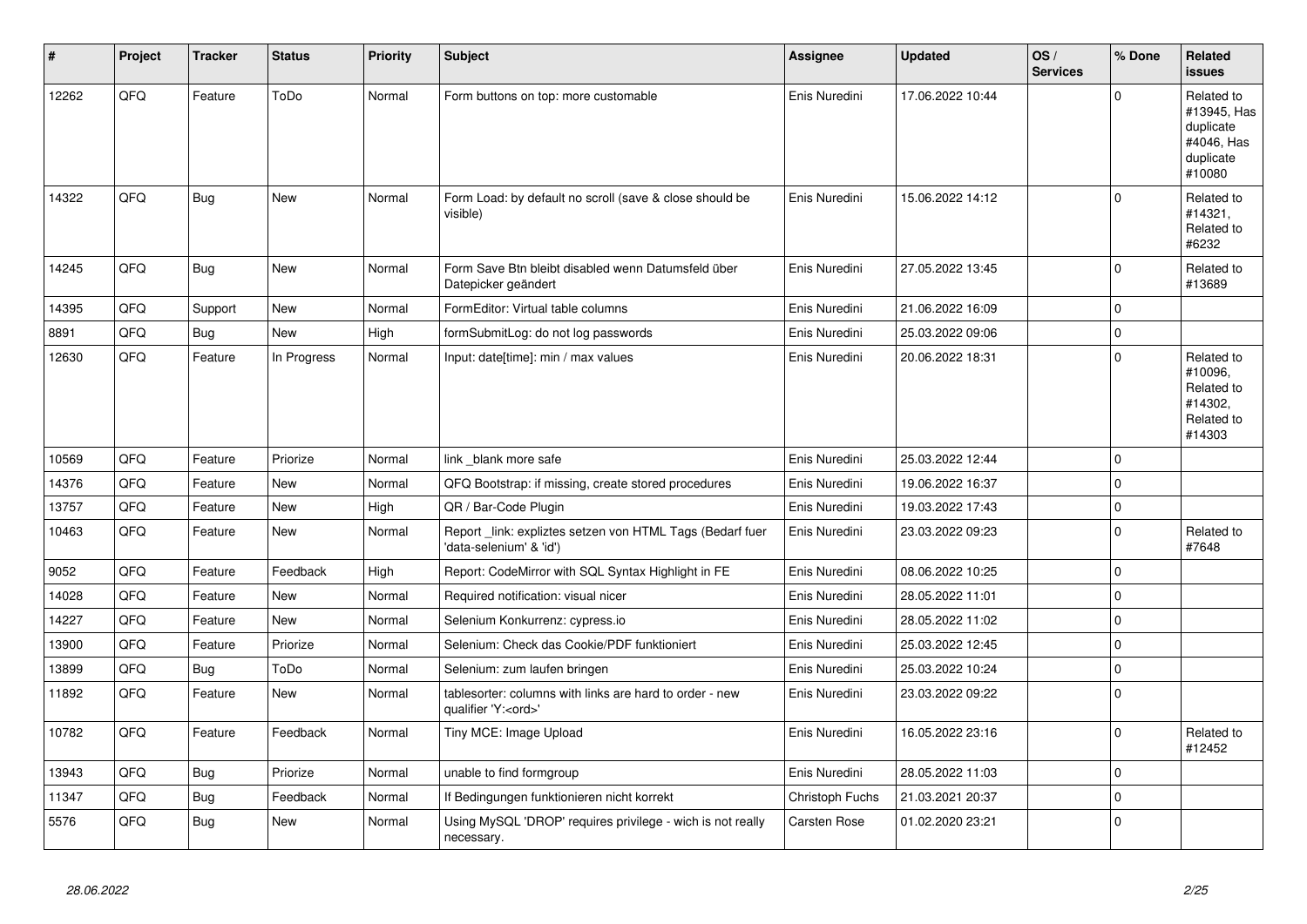| # | Project | Tracker | Status | Priority | Subject | Assignee | Updated | OS / Services | % Done | Related issues |
|---|---|---|---|---|---|---|---|---|---|---|
| 12262 | QFQ | Feature | ToDo | Normal | Form buttons on top: more customable | Enis Nuredini | 17.06.2022 10:44 | | 0 | Related to #13945, Has duplicate #4046, Has duplicate #10080 |
| 14322 | QFQ | Bug | New | Normal | Form Load: by default no scroll (save & close should be visible) | Enis Nuredini | 15.06.2022 14:12 | | 0 | Related to #14321, Related to #6232 |
| 14245 | QFQ | Bug | New | Normal | Form Save Btn bleibt disabled wenn Datumsfeld über Datepicker geändert | Enis Nuredini | 27.05.2022 13:45 | | 0 | Related to #13689 |
| 14395 | QFQ | Support | New | Normal | FormEditor: Virtual table columns | Enis Nuredini | 21.06.2022 16:09 | | 0 | |
| 8891 | QFQ | Bug | New | High | formSubmitLog: do not log passwords | Enis Nuredini | 25.03.2022 09:06 | | 0 | |
| 12630 | QFQ | Feature | In Progress | Normal | Input: date[time]: min / max values | Enis Nuredini | 20.06.2022 18:31 | | 0 | Related to #10096, Related to #14302, Related to #14303 |
| 10569 | QFQ | Feature | Priorize | Normal | link _blank more safe | Enis Nuredini | 25.03.2022 12:44 | | 0 | |
| 14376 | QFQ | Feature | New | Normal | QFQ Bootstrap: if missing, create stored procedures | Enis Nuredini | 19.06.2022 16:37 | | 0 | |
| 13757 | QFQ | Feature | New | High | QR / Bar-Code Plugin | Enis Nuredini | 19.03.2022 17:43 | | 0 | |
| 10463 | QFQ | Feature | New | Normal | Report _link: expliztes setzen von HTML Tags (Bedarf fuer 'data-selenium' & 'id') | Enis Nuredini | 23.03.2022 09:23 | | 0 | Related to #7648 |
| 9052 | QFQ | Feature | Feedback | High | Report: CodeMirror with SQL Syntax Highlight in FE | Enis Nuredini | 08.06.2022 10:25 | | 0 | |
| 14028 | QFQ | Feature | New | Normal | Required notification: visual nicer | Enis Nuredini | 28.05.2022 11:01 | | 0 | |
| 14227 | QFQ | Feature | New | Normal | Selenium Konkurrenz: cypress.io | Enis Nuredini | 28.05.2022 11:02 | | 0 | |
| 13900 | QFQ | Feature | Priorize | Normal | Selenium: Check das Cookie/PDF funktioniert | Enis Nuredini | 25.03.2022 12:45 | | 0 | |
| 13899 | QFQ | Bug | ToDo | Normal | Selenium: zum laufen bringen | Enis Nuredini | 25.03.2022 10:24 | | 0 | |
| 11892 | QFQ | Feature | New | Normal | tablesorter: columns with links are hard to order - new qualifier 'Y:<ord>' | Enis Nuredini | 23.03.2022 09:22 | | 0 | |
| 10782 | QFQ | Feature | Feedback | Normal | Tiny MCE: Image Upload | Enis Nuredini | 16.05.2022 23:16 | | 0 | Related to #12452 |
| 13943 | QFQ | Bug | Priorize | Normal | unable to find formgroup | Enis Nuredini | 28.05.2022 11:03 | | 0 | |
| 11347 | QFQ | Bug | Feedback | Normal | If Bedingungen funktionieren nicht korrekt | Christoph Fuchs | 21.03.2021 20:37 | | 0 | |
| 5576 | QFQ | Bug | New | Normal | Using MySQL 'DROP' requires privilege - wich is not really necessary. | Carsten Rose | 01.02.2020 23:21 | | 0 | |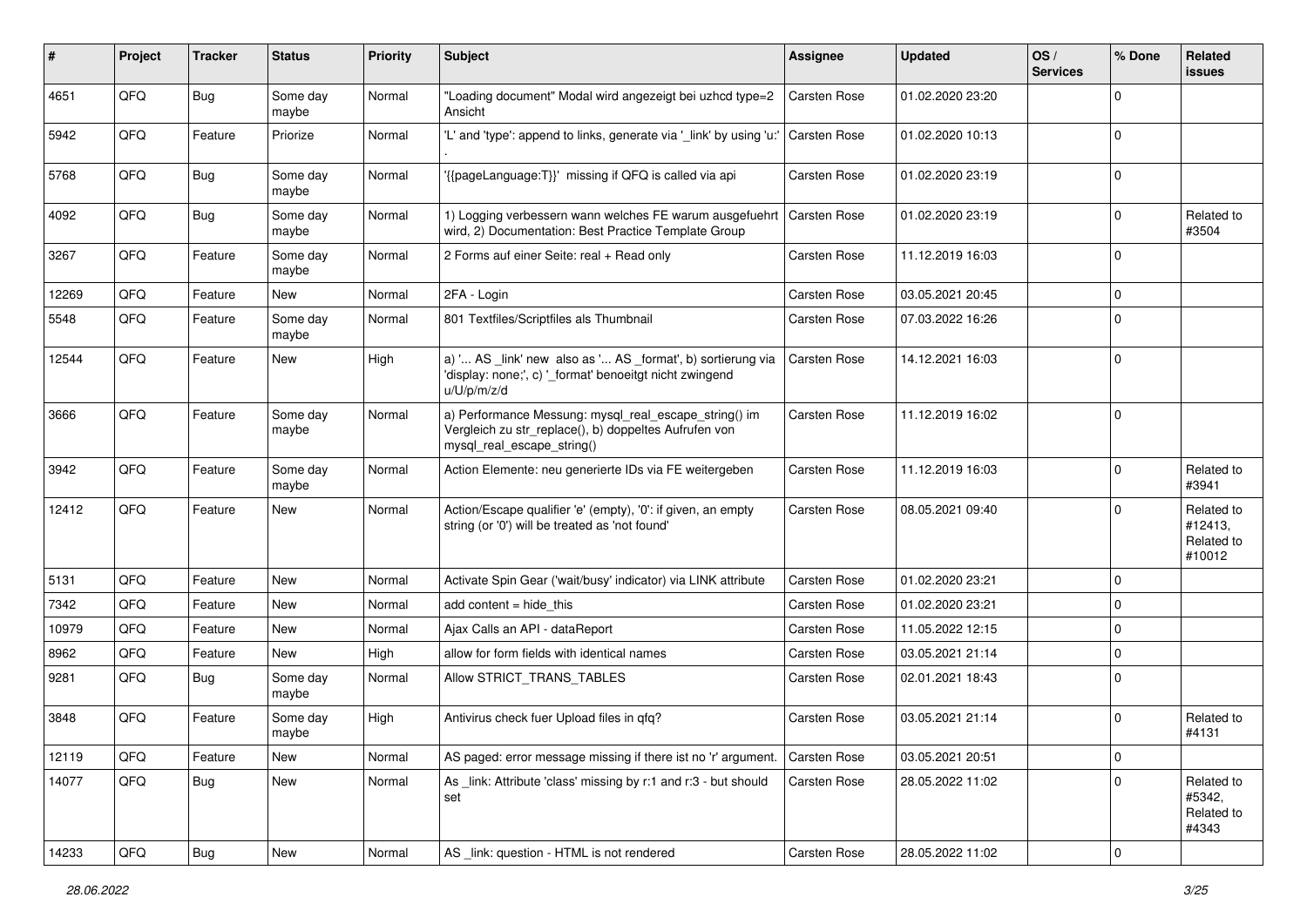| # | Project | Tracker | Status | Priority | Subject | Assignee | Updated | OS / Services | % Done | Related issues |
|---|---|---|---|---|---|---|---|---|---|---|
| 4651 | QFQ | Bug | Some day maybe | Normal | "Loading document" Modal wird angezeigt bei uzhcd type=2 Ansicht | Carsten Rose | 01.02.2020 23:20 | | 0 | |
| 5942 | QFQ | Feature | Priorize | Normal | 'L' and 'type': append to links, generate via '_link' by using 'u:' . | Carsten Rose | 01.02.2020 10:13 | | 0 | |
| 5768 | QFQ | Bug | Some day maybe | Normal | '{{pageLanguage:T}}' missing if QFQ is called via api | Carsten Rose | 01.02.2020 23:19 | | 0 | |
| 4092 | QFQ | Bug | Some day maybe | Normal | 1) Logging verbessern wann welches FE warum ausgefuehrt wird, 2) Documentation: Best Practice Template Group | Carsten Rose | 01.02.2020 23:19 | | 0 | Related to #3504 |
| 3267 | QFQ | Feature | Some day maybe | Normal | 2 Forms auf einer Seite: real + Read only | Carsten Rose | 11.12.2019 16:03 | | 0 | |
| 12269 | QFQ | Feature | New | Normal | 2FA - Login | Carsten Rose | 03.05.2021 20:45 | | 0 | |
| 5548 | QFQ | Feature | Some day maybe | Normal | 801 Textfiles/Scriptfiles als Thumbnail | Carsten Rose | 07.03.2022 16:26 | | 0 | |
| 12544 | QFQ | Feature | New | High | a) '... AS _link' new also as '... AS _format', b) sortierung via 'display: none;', c) '_format' benoeitgt nicht zwingend u/U/p/m/z/d | Carsten Rose | 14.12.2021 16:03 | | 0 | |
| 3666 | QFQ | Feature | Some day maybe | Normal | a) Performance Messung: mysql_real_escape_string() im Vergleich zu str_replace(), b) doppeltes Aufrufen von mysql_real_escape_string() | Carsten Rose | 11.12.2019 16:02 | | 0 | |
| 3942 | QFQ | Feature | Some day maybe | Normal | Action Elemente: neu generierte IDs via FE weitergeben | Carsten Rose | 11.12.2019 16:03 | | 0 | Related to #3941 |
| 12412 | QFQ | Feature | New | Normal | Action/Escape qualifier 'e' (empty), '0': if given, an empty string (or '0') will be treated as 'not found' | Carsten Rose | 08.05.2021 09:40 | | 0 | Related to #12413, Related to #10012 |
| 5131 | QFQ | Feature | New | Normal | Activate Spin Gear ('wait/busy' indicator) via LINK attribute | Carsten Rose | 01.02.2020 23:21 | | 0 | |
| 7342 | QFQ | Feature | New | Normal | add content = hide_this | Carsten Rose | 01.02.2020 23:21 | | 0 | |
| 10979 | QFQ | Feature | New | Normal | Ajax Calls an API - dataReport | Carsten Rose | 11.05.2022 12:15 | | 0 | |
| 8962 | QFQ | Feature | New | High | allow for form fields with identical names | Carsten Rose | 03.05.2021 21:14 | | 0 | |
| 9281 | QFQ | Bug | Some day maybe | Normal | Allow STRICT_TRANS_TABLES | Carsten Rose | 02.01.2021 18:43 | | 0 | |
| 3848 | QFQ | Feature | Some day maybe | High | Antivirus check fuer Upload files in qfq? | Carsten Rose | 03.05.2021 21:14 | | 0 | Related to #4131 |
| 12119 | QFQ | Feature | New | Normal | AS paged: error message missing if there ist no 'r' argument. | Carsten Rose | 03.05.2021 20:51 | | 0 | |
| 14077 | QFQ | Bug | New | Normal | As _link: Attribute 'class' missing by r:1 and r:3 - but should set | Carsten Rose | 28.05.2022 11:02 | | 0 | Related to #5342, Related to #4343 |
| 14233 | QFQ | Bug | New | Normal | AS _link: question - HTML is not rendered | Carsten Rose | 28.05.2022 11:02 | | 0 | |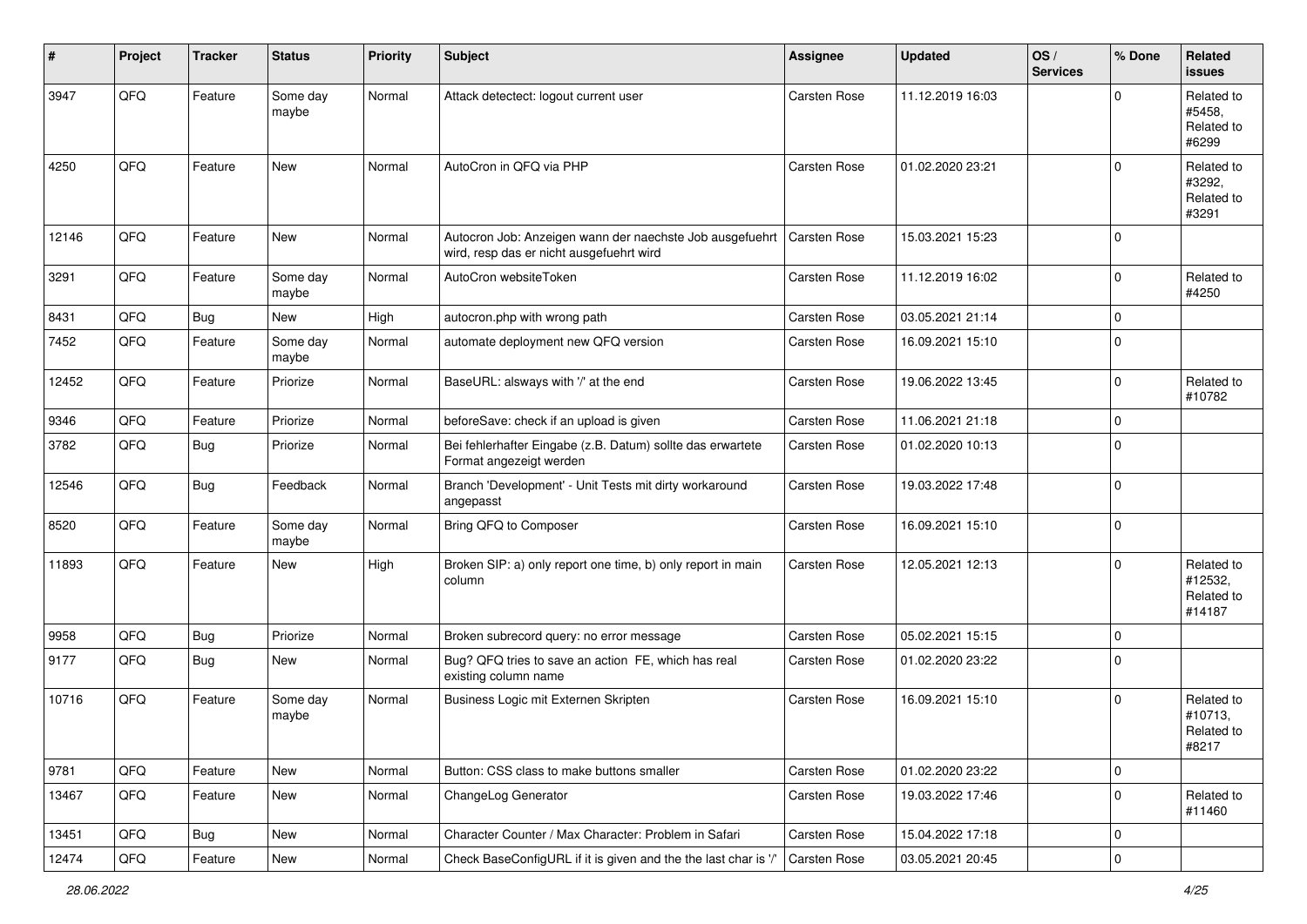| # | Project | Tracker | Status | Priority | Subject | Assignee | Updated | OS / Services | % Done | Related issues |
|---|---|---|---|---|---|---|---|---|---|---|
| 3947 | QFQ | Feature | Some day maybe | Normal | Attack detectect: logout current user | Carsten Rose | 11.12.2019 16:03 | | 0 | Related to #5458, Related to #6299 |
| 4250 | QFQ | Feature | New | Normal | AutoCron in QFQ via PHP | Carsten Rose | 01.02.2020 23:21 | | 0 | Related to #3292, Related to #3291 |
| 12146 | QFQ | Feature | New | Normal | Autocron Job: Anzeigen wann der naechste Job ausgefuehrt wird, resp das er nicht ausgefuehrt wird | Carsten Rose | 15.03.2021 15:23 | | 0 | |
| 3291 | QFQ | Feature | Some day maybe | Normal | AutoCron websiteToken | Carsten Rose | 11.12.2019 16:02 | | 0 | Related to #4250 |
| 8431 | QFQ | Bug | New | High | autocron.php with wrong path | Carsten Rose | 03.05.2021 21:14 | | 0 | |
| 7452 | QFQ | Feature | Some day maybe | Normal | automate deployment new QFQ version | Carsten Rose | 16.09.2021 15:10 | | 0 | |
| 12452 | QFQ | Feature | Priorize | Normal | BaseURL: alsways with '/' at the end | Carsten Rose | 19.06.2022 13:45 | | 0 | Related to #10782 |
| 9346 | QFQ | Feature | Priorize | Normal | beforeSave: check if an upload is given | Carsten Rose | 11.06.2021 21:18 | | 0 | |
| 3782 | QFQ | Bug | Priorize | Normal | Bei fehlerhafter Eingabe (z.B. Datum) sollte das erwartete Format angezeigt werden | Carsten Rose | 01.02.2020 10:13 | | 0 | |
| 12546 | QFQ | Bug | Feedback | Normal | Branch 'Development' - Unit Tests mit dirty workaround angepasst | Carsten Rose | 19.03.2022 17:48 | | 0 | |
| 8520 | QFQ | Feature | Some day maybe | Normal | Bring QFQ to Composer | Carsten Rose | 16.09.2021 15:10 | | 0 | |
| 11893 | QFQ | Feature | New | High | Broken SIP: a) only report one time, b) only report in main column | Carsten Rose | 12.05.2021 12:13 | | 0 | Related to #12532, Related to #14187 |
| 9958 | QFQ | Bug | Priorize | Normal | Broken subrecord query: no error message | Carsten Rose | 05.02.2021 15:15 | | 0 | |
| 9177 | QFQ | Bug | New | Normal | Bug? QFQ tries to save an action FE, which has real existing column name | Carsten Rose | 01.02.2020 23:22 | | 0 | |
| 10716 | QFQ | Feature | Some day maybe | Normal | Business Logic mit Externen Skripten | Carsten Rose | 16.09.2021 15:10 | | 0 | Related to #10713, Related to #8217 |
| 9781 | QFQ | Feature | New | Normal | Button: CSS class to make buttons smaller | Carsten Rose | 01.02.2020 23:22 | | 0 | |
| 13467 | QFQ | Feature | New | Normal | ChangeLog Generator | Carsten Rose | 19.03.2022 17:46 | | 0 | Related to #11460 |
| 13451 | QFQ | Bug | New | Normal | Character Counter / Max Character: Problem in Safari | Carsten Rose | 15.04.2022 17:18 | | 0 | |
| 12474 | QFQ | Feature | New | Normal | Check BaseConfigURL if it is given and the the last char is '/' | Carsten Rose | 03.05.2021 20:45 | | 0 | |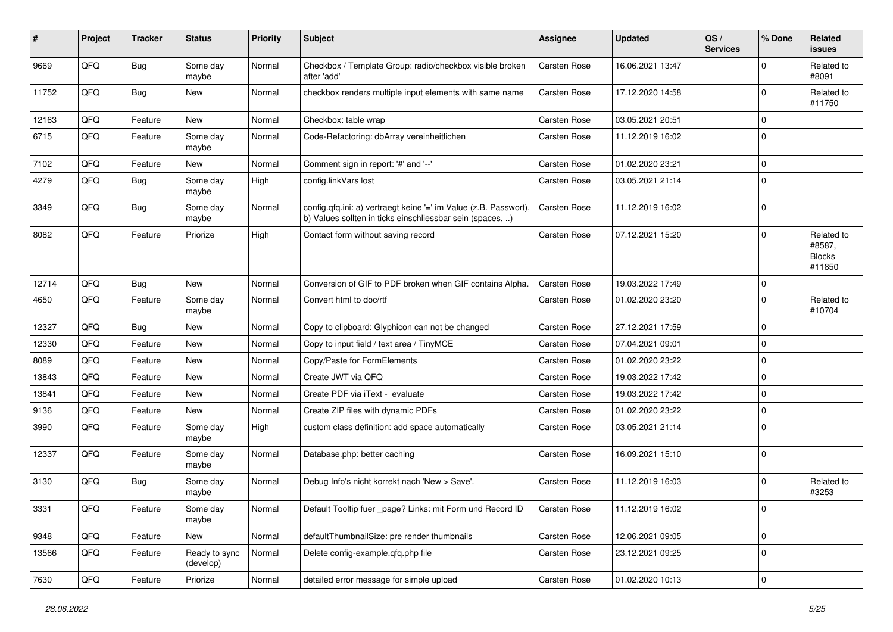| # | Project | Tracker | Status | Priority | Subject | Assignee | Updated | OS / Services | % Done | Related issues |
|---|---|---|---|---|---|---|---|---|---|---|
| 9669 | QFQ | Bug | Some day maybe | Normal | Checkbox / Template Group: radio/checkbox visible broken after 'add' | Carsten Rose | 16.06.2021 13:47 | | 0 | Related to #8091 |
| 11752 | QFQ | Bug | New | Normal | checkbox renders multiple input elements with same name | Carsten Rose | 17.12.2020 14:58 | | 0 | Related to #11750 |
| 12163 | QFQ | Feature | New | Normal | Checkbox: table wrap | Carsten Rose | 03.05.2021 20:51 | | 0 | |
| 6715 | QFQ | Feature | Some day maybe | Normal | Code-Refactoring: dbArray vereinheitlichen | Carsten Rose | 11.12.2019 16:02 | | 0 | |
| 7102 | QFQ | Feature | New | Normal | Comment sign in report: '#' and '--' | Carsten Rose | 01.02.2020 23:21 | | 0 | |
| 4279 | QFQ | Bug | Some day maybe | High | config.linkVars lost | Carsten Rose | 03.05.2021 21:14 | | 0 | |
| 3349 | QFQ | Bug | Some day maybe | Normal | config.qfq.ini: a) vertraegt keine '=' im Value (z.B. Passwort), b) Values sollten in ticks einschliessbar sein (spaces, ..) | Carsten Rose | 11.12.2019 16:02 | | 0 | |
| 8082 | QFQ | Feature | Priorize | High | Contact form without saving record | Carsten Rose | 07.12.2021 15:20 | | 0 | Related to #8587, Blocks #11850 |
| 12714 | QFQ | Bug | New | Normal | Conversion of GIF to PDF broken when GIF contains Alpha. | Carsten Rose | 19.03.2022 17:49 | | 0 | |
| 4650 | QFQ | Feature | Some day maybe | Normal | Convert html to doc/rtf | Carsten Rose | 01.02.2020 23:20 | | 0 | Related to #10704 |
| 12327 | QFQ | Bug | New | Normal | Copy to clipboard: Glyphicon can not be changed | Carsten Rose | 27.12.2021 17:59 | | 0 | |
| 12330 | QFQ | Feature | New | Normal | Copy to input field / text area / TinyMCE | Carsten Rose | 07.04.2021 09:01 | | 0 | |
| 8089 | QFQ | Feature | New | Normal | Copy/Paste for FormElements | Carsten Rose | 01.02.2020 23:22 | | 0 | |
| 13843 | QFQ | Feature | New | Normal | Create JWT via QFQ | Carsten Rose | 19.03.2022 17:42 | | 0 | |
| 13841 | QFQ | Feature | New | Normal | Create PDF via iText - evaluate | Carsten Rose | 19.03.2022 17:42 | | 0 | |
| 9136 | QFQ | Feature | New | Normal | Create ZIP files with dynamic PDFs | Carsten Rose | 01.02.2020 23:22 | | 0 | |
| 3990 | QFQ | Feature | Some day maybe | High | custom class definition: add space automatically | Carsten Rose | 03.05.2021 21:14 | | 0 | |
| 12337 | QFQ | Feature | Some day maybe | Normal | Database.php: better caching | Carsten Rose | 16.09.2021 15:10 | | 0 | |
| 3130 | QFQ | Bug | Some day maybe | Normal | Debug Info's nicht korrekt nach 'New > Save'. | Carsten Rose | 11.12.2019 16:03 | | 0 | Related to #3253 |
| 3331 | QFQ | Feature | Some day maybe | Normal | Default Tooltip fuer _page? Links: mit Form und Record ID | Carsten Rose | 11.12.2019 16:02 | | 0 | |
| 9348 | QFQ | Feature | New | Normal | defaultThumbnailSize: pre render thumbnails | Carsten Rose | 12.06.2021 09:05 | | 0 | |
| 13566 | QFQ | Feature | Ready to sync (develop) | Normal | Delete config-example.qfq.php file | Carsten Rose | 23.12.2021 09:25 | | 0 | |
| 7630 | QFQ | Feature | Priorize | Normal | detailed error message for simple upload | Carsten Rose | 01.02.2020 10:13 | | 0 | |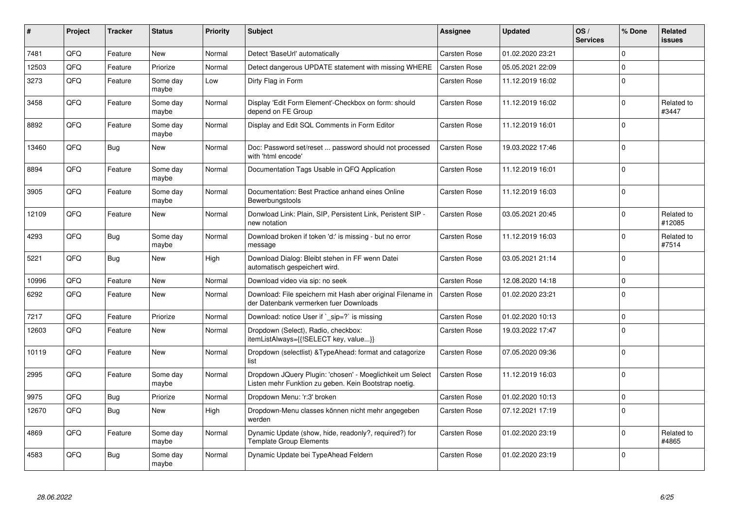| # | Project | Tracker | Status | Priority | Subject | Assignee | Updated | OS / Services | % Done | Related issues |
|---|---|---|---|---|---|---|---|---|---|---|
| 7481 | QFQ | Feature | New | Normal | Detect 'BaseUrl' automatically | Carsten Rose | 01.02.2020 23:21 | | 0 | |
| 12503 | QFQ | Feature | Priorize | Normal | Detect dangerous UPDATE statement with missing WHERE | Carsten Rose | 05.05.2021 22:09 | | 0 | |
| 3273 | QFQ | Feature | Some day maybe | Low | Dirty Flag in Form | Carsten Rose | 11.12.2019 16:02 | | 0 | |
| 3458 | QFQ | Feature | Some day maybe | Normal | Display 'Edit Form Element'-Checkbox on form: should depend on FE Group | Carsten Rose | 11.12.2019 16:02 | | 0 | Related to #3447 |
| 8892 | QFQ | Feature | Some day maybe | Normal | Display and Edit SQL Comments in Form Editor | Carsten Rose | 11.12.2019 16:01 | | 0 | |
| 13460 | QFQ | Bug | New | Normal | Doc: Password set/reset ... password should not processed with 'html encode' | Carsten Rose | 19.03.2022 17:46 | | 0 | |
| 8894 | QFQ | Feature | Some day maybe | Normal | Documentation Tags Usable in QFQ Application | Carsten Rose | 11.12.2019 16:01 | | 0 | |
| 3905 | QFQ | Feature | Some day maybe | Normal | Documentation: Best Practice anhand eines Online Bewerbungstools | Carsten Rose | 11.12.2019 16:03 | | 0 | |
| 12109 | QFQ | Feature | New | Normal | Donwload Link: Plain, SIP, Persistent Link, Peristent SIP - new notation | Carsten Rose | 03.05.2021 20:45 | | 0 | Related to #12085 |
| 4293 | QFQ | Bug | Some day maybe | Normal | Download broken if token 'd:' is missing - but no error message | Carsten Rose | 11.12.2019 16:03 | | 0 | Related to #7514 |
| 5221 | QFQ | Bug | New | High | Download Dialog: Bleibt stehen in FF wenn Datei automatisch gespeichert wird. | Carsten Rose | 03.05.2021 21:14 | | 0 | |
| 10996 | QFQ | Feature | New | Normal | Download video via sip: no seek | Carsten Rose | 12.08.2020 14:18 | | 0 | |
| 6292 | QFQ | Feature | New | Normal | Download: File speichern mit Hash aber original Filename in der Datenbank vermerken fuer Downloads | Carsten Rose | 01.02.2020 23:21 | | 0 | |
| 7217 | QFQ | Feature | Priorize | Normal | Download: notice User if `_sip=?` is missing | Carsten Rose | 01.02.2020 10:13 | | 0 | |
| 12603 | QFQ | Feature | New | Normal | Dropdown (Select), Radio, checkbox: itemListAlways={{!SELECT key, value...}} | Carsten Rose | 19.03.2022 17:47 | | 0 | |
| 10119 | QFQ | Feature | New | Normal | Dropdown (selectlist) &TypeAhead: format and catagorize list | Carsten Rose | 07.05.2020 09:36 | | 0 | |
| 2995 | QFQ | Feature | Some day maybe | Normal | Dropdown JQuery Plugin: 'chosen' - Moeglichkeit um Select Listen mehr Funktion zu geben. Kein Bootstrap noetig. | Carsten Rose | 11.12.2019 16:03 | | 0 | |
| 9975 | QFQ | Bug | Priorize | Normal | Dropdown Menu: 'r:3' broken | Carsten Rose | 01.02.2020 10:13 | | 0 | |
| 12670 | QFQ | Bug | New | High | Dropdown-Menu classes können nicht mehr angegeben werden | Carsten Rose | 07.12.2021 17:19 | | 0 | |
| 4869 | QFQ | Feature | Some day maybe | Normal | Dynamic Update (show, hide, readonly?, required?) for Template Group Elements | Carsten Rose | 01.02.2020 23:19 | | 0 | Related to #4865 |
| 4583 | QFQ | Bug | Some day maybe | Normal | Dynamic Update bei TypeAhead Feldern | Carsten Rose | 01.02.2020 23:19 | | 0 | |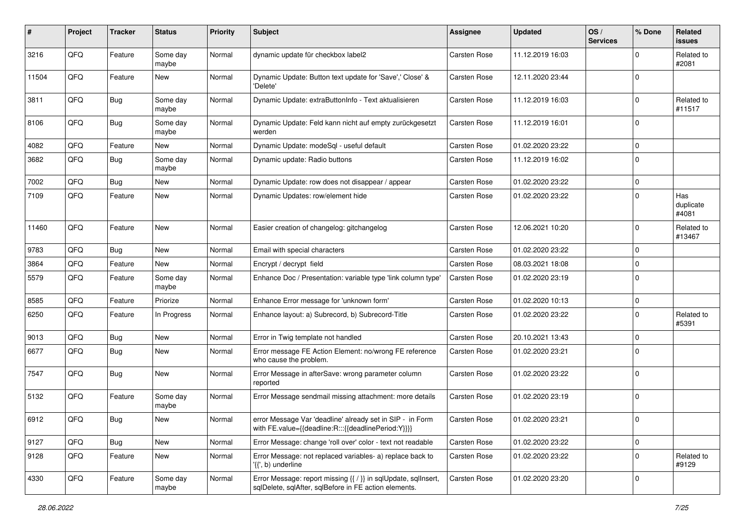| # | Project | Tracker | Status | Priority | Subject | Assignee | Updated | OS / Services | % Done | Related issues |
|---|---|---|---|---|---|---|---|---|---|---|
| 3216 | QFQ | Feature | Some day maybe | Normal | dynamic update für checkbox label2 | Carsten Rose | 11.12.2019 16:03 | | 0 | Related to #2081 |
| 11504 | QFQ | Feature | New | Normal | Dynamic Update: Button text update for 'Save',' Close' & 'Delete' | Carsten Rose | 12.11.2020 23:44 | | 0 | |
| 3811 | QFQ | Bug | Some day maybe | Normal | Dynamic Update: extraButtonInfo - Text aktualisieren | Carsten Rose | 11.12.2019 16:03 | | 0 | Related to #11517 |
| 8106 | QFQ | Bug | Some day maybe | Normal | Dynamic Update: Feld kann nicht auf empty zurückgesetzt werden | Carsten Rose | 11.12.2019 16:01 | | 0 | |
| 4082 | QFQ | Feature | New | Normal | Dynamic Update: modeSql - useful default | Carsten Rose | 01.02.2020 23:22 | | 0 | |
| 3682 | QFQ | Bug | Some day maybe | Normal | Dynamic update: Radio buttons | Carsten Rose | 11.12.2019 16:02 | | 0 | |
| 7002 | QFQ | Bug | New | Normal | Dynamic Update: row does not disappear / appear | Carsten Rose | 01.02.2020 23:22 | | 0 | |
| 7109 | QFQ | Feature | New | Normal | Dynamic Updates: row/element hide | Carsten Rose | 01.02.2020 23:22 | | 0 | Has duplicate #4081 |
| 11460 | QFQ | Feature | New | Normal | Easier creation of changelog: gitchangelog | Carsten Rose | 12.06.2021 10:20 | | 0 | Related to #13467 |
| 9783 | QFQ | Bug | New | Normal | Email with special characters | Carsten Rose | 01.02.2020 23:22 | | 0 | |
| 3864 | QFQ | Feature | New | Normal | Encrypt / decrypt field | Carsten Rose | 08.03.2021 18:08 | | 0 | |
| 5579 | QFQ | Feature | Some day maybe | Normal | Enhance Doc / Presentation: variable type 'link column type' | Carsten Rose | 01.02.2020 23:19 | | 0 | |
| 8585 | QFQ | Feature | Priorize | Normal | Enhance Error message for 'unknown form' | Carsten Rose | 01.02.2020 10:13 | | 0 | |
| 6250 | QFQ | Feature | In Progress | Normal | Enhance layout: a) Subrecord, b) Subrecord-Title | Carsten Rose | 01.02.2020 23:22 | | 0 | Related to #5391 |
| 9013 | QFQ | Bug | New | Normal | Error in Twig template not handled | Carsten Rose | 20.10.2021 13:43 | | 0 | |
| 6677 | QFQ | Bug | New | Normal | Error message FE Action Element: no/wrong FE reference who cause the problem. | Carsten Rose | 01.02.2020 23:21 | | 0 | |
| 7547 | QFQ | Bug | New | Normal | Error Message in afterSave: wrong parameter column reported | Carsten Rose | 01.02.2020 23:22 | | 0 | |
| 5132 | QFQ | Feature | Some day maybe | Normal | Error Message sendmail missing attachment: more details | Carsten Rose | 01.02.2020 23:19 | | 0 | |
| 6912 | QFQ | Bug | New | Normal | error Message Var 'deadline' already set in SIP - in Form with FE.value={{deadline:R:::{{deadlinePeriod:Y}}}} | Carsten Rose | 01.02.2020 23:21 | | 0 | |
| 9127 | QFQ | Bug | New | Normal | Error Message: change 'roll over' color - text not readable | Carsten Rose | 01.02.2020 23:22 | | 0 | |
| 9128 | QFQ | Feature | New | Normal | Error Message: not replaced variables- a) replace back to '{{', b) underline | Carsten Rose | 01.02.2020 23:22 | | 0 | Related to #9129 |
| 4330 | QFQ | Feature | Some day maybe | Normal | Error Message: report missing {{ / }} in sqlUpdate, sqlInsert, sqlDelete, sqlAfter, sqlBefore in FE action elements. | Carsten Rose | 01.02.2020 23:20 | | 0 | |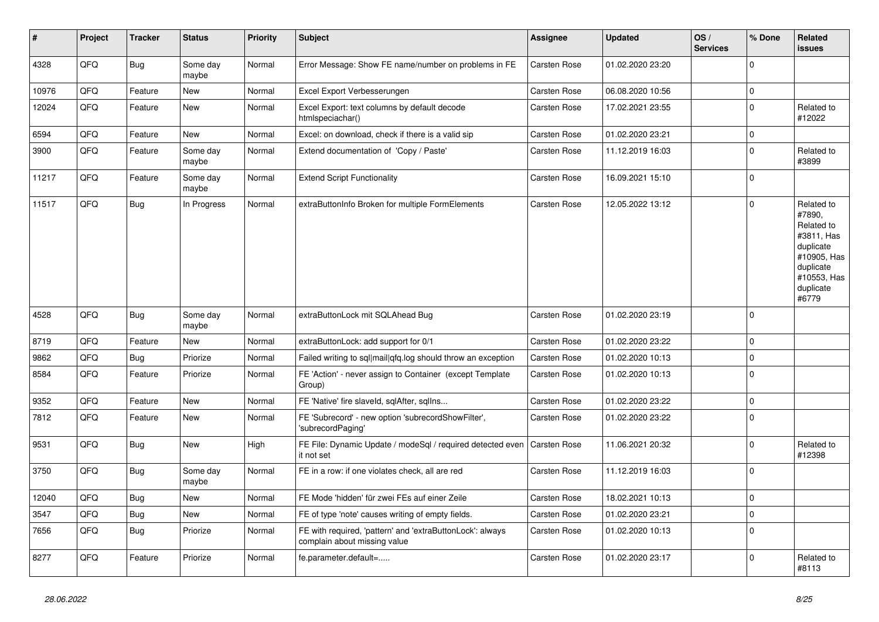| # | Project | Tracker | Status | Priority | Subject | Assignee | Updated | OS / Services | % Done | Related issues |
|---|---|---|---|---|---|---|---|---|---|---|
| 4328 | QFQ | Bug | Some day maybe | Normal | Error Message: Show FE name/number on problems in FE | Carsten Rose | 01.02.2020 23:20 | | 0 | |
| 10976 | QFQ | Feature | New | Normal | Excel Export Verbesserungen | Carsten Rose | 06.08.2020 10:56 | | 0 | |
| 12024 | QFQ | Feature | New | Normal | Excel Export: text columns by default decode htmlspeciachar() | Carsten Rose | 17.02.2021 23:55 | | 0 | Related to #12022 |
| 6594 | QFQ | Feature | New | Normal | Excel: on download, check if there is a valid sip | Carsten Rose | 01.02.2020 23:21 | | 0 | |
| 3900 | QFQ | Feature | Some day maybe | Normal | Extend documentation of 'Copy / Paste' | Carsten Rose | 11.12.2019 16:03 | | 0 | Related to #3899 |
| 11217 | QFQ | Feature | Some day maybe | Normal | Extend Script Functionality | Carsten Rose | 16.09.2021 15:10 | | 0 | |
| 11517 | QFQ | Bug | In Progress | Normal | extraButtonInfo Broken for multiple FormElements | Carsten Rose | 12.05.2022 13:12 | | 0 | Related to #7890, Related to #3811, Has duplicate #10905, Has duplicate #10553, Has duplicate #6779 |
| 4528 | QFQ | Bug | Some day maybe | Normal | extraButtonLock mit SQLAhead Bug | Carsten Rose | 01.02.2020 23:19 | | 0 | |
| 8719 | QFQ | Feature | New | Normal | extraButtonLock: add support for 0/1 | Carsten Rose | 01.02.2020 23:22 | | 0 | |
| 9862 | QFQ | Bug | Priorize | Normal | Failed writing to sql\|mail\|qfq.log should throw an exception | Carsten Rose | 01.02.2020 10:13 | | 0 | |
| 8584 | QFQ | Feature | Priorize | Normal | FE 'Action' - never assign to Container (except Template Group) | Carsten Rose | 01.02.2020 10:13 | | 0 | |
| 9352 | QFQ | Feature | New | Normal | FE 'Native' fire slaveId, sqlAfter, sqlIns... | Carsten Rose | 01.02.2020 23:22 | | 0 | |
| 7812 | QFQ | Feature | New | Normal | FE 'Subrecord' - new option 'subrecordShowFilter', 'subrecordPaging' | Carsten Rose | 01.02.2020 23:22 | | 0 | |
| 9531 | QFQ | Bug | New | High | FE File: Dynamic Update / modeSql / required detected even it not set | Carsten Rose | 11.06.2021 20:32 | | 0 | Related to #12398 |
| 3750 | QFQ | Bug | Some day maybe | Normal | FE in a row: if one violates check, all are red | Carsten Rose | 11.12.2019 16:03 | | 0 | |
| 12040 | QFQ | Bug | New | Normal | FE Mode 'hidden' für zwei FEs auf einer Zeile | Carsten Rose | 18.02.2021 10:13 | | 0 | |
| 3547 | QFQ | Bug | New | Normal | FE of type 'note' causes writing of empty fields. | Carsten Rose | 01.02.2020 23:21 | | 0 | |
| 7656 | QFQ | Bug | Priorize | Normal | FE with required, 'pattern' and 'extraButtonLock': always complain about missing value | Carsten Rose | 01.02.2020 10:13 | | 0 | |
| 8277 | QFQ | Feature | Priorize | Normal | fe.parameter.default=..... | Carsten Rose | 01.02.2020 23:17 | | 0 | Related to #8113 |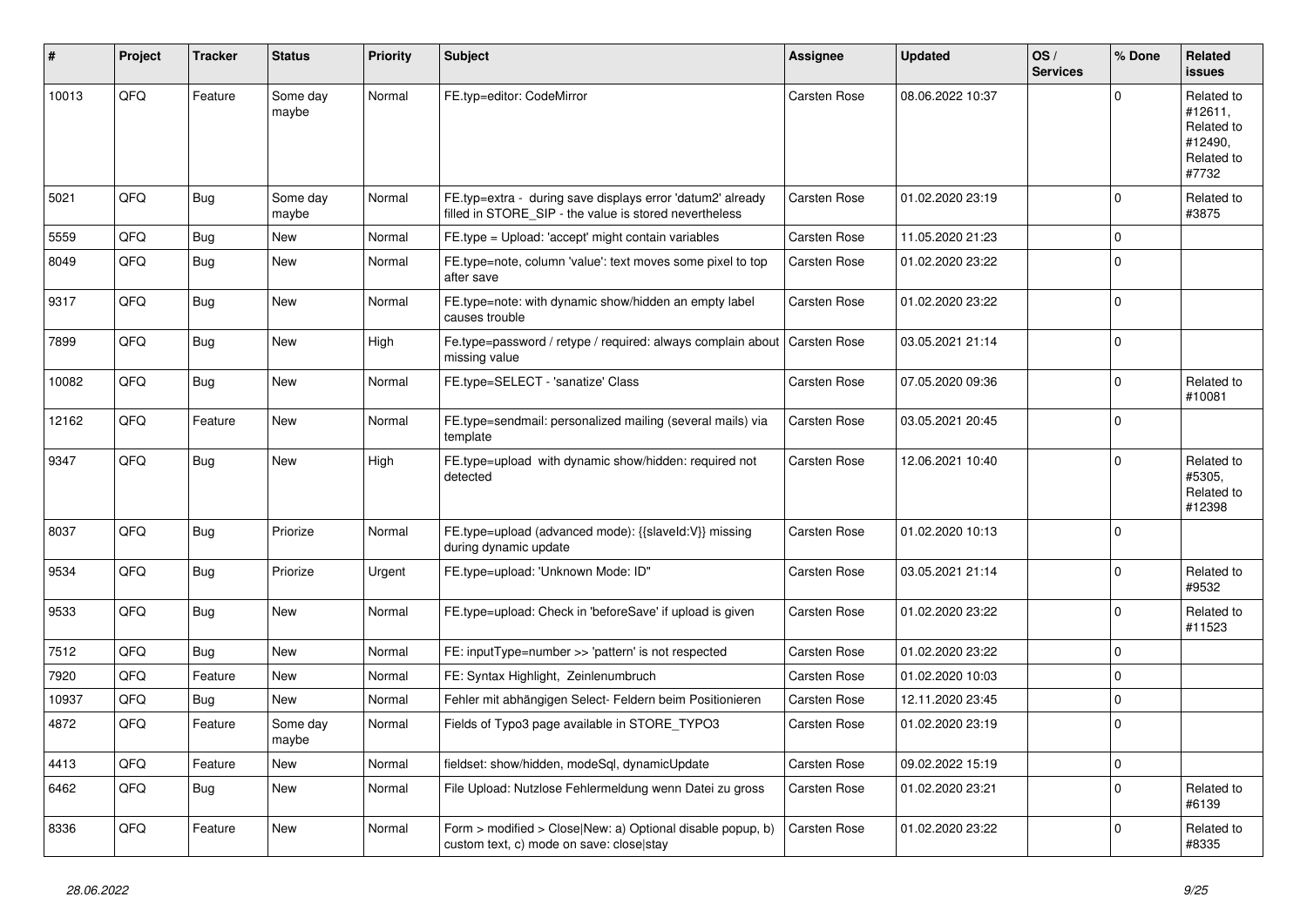| # | Project | Tracker | Status | Priority | Subject | Assignee | Updated | OS / Services | % Done | Related issues |
|---|---|---|---|---|---|---|---|---|---|---|
| 10013 | QFQ | Feature | Some day maybe | Normal | FE.typ=editor: CodeMirror | Carsten Rose | 08.06.2022 10:37 | | 0 | Related to #12611, Related to #12490, Related to #7732 |
| 5021 | QFQ | Bug | Some day maybe | Normal | FE.typ=extra - during save displays error 'datum2' already filled in STORE_SIP - the value is stored nevertheless | Carsten Rose | 01.02.2020 23:19 | | 0 | Related to #3875 |
| 5559 | QFQ | Bug | New | Normal | FE.type = Upload: 'accept' might contain variables | Carsten Rose | 11.05.2020 21:23 | | 0 | |
| 8049 | QFQ | Bug | New | Normal | FE.type=note, column 'value': text moves some pixel to top after save | Carsten Rose | 01.02.2020 23:22 | | 0 | |
| 9317 | QFQ | Bug | New | Normal | FE.type=note: with dynamic show/hidden an empty label causes trouble | Carsten Rose | 01.02.2020 23:22 | | 0 | |
| 7899 | QFQ | Bug | New | High | Fe.type=password / retype / required: always complain about missing value | Carsten Rose | 03.05.2021 21:14 | | 0 | |
| 10082 | QFQ | Bug | New | Normal | FE.type=SELECT - 'sanatize' Class | Carsten Rose | 07.05.2020 09:36 | | 0 | Related to #10081 |
| 12162 | QFQ | Feature | New | Normal | FE.type=sendmail: personalized mailing (several mails) via template | Carsten Rose | 03.05.2021 20:45 | | 0 | |
| 9347 | QFQ | Bug | New | High | FE.type=upload with dynamic show/hidden: required not detected | Carsten Rose | 12.06.2021 10:40 | | 0 | Related to #5305, Related to #12398 |
| 8037 | QFQ | Bug | Priorize | Normal | FE.type=upload (advanced mode): {{slaveId:V}} missing during dynamic update | Carsten Rose | 01.02.2020 10:13 | | 0 | |
| 9534 | QFQ | Bug | Priorize | Urgent | FE.type=upload: 'Unknown Mode: ID" | Carsten Rose | 03.05.2021 21:14 | | 0 | Related to #9532 |
| 9533 | QFQ | Bug | New | Normal | FE.type=upload: Check in 'beforeSave' if upload is given | Carsten Rose | 01.02.2020 23:22 | | 0 | Related to #11523 |
| 7512 | QFQ | Bug | New | Normal | FE: inputType=number >> 'pattern' is not respected | Carsten Rose | 01.02.2020 23:22 | | 0 | |
| 7920 | QFQ | Feature | New | Normal | FE: Syntax Highlight, Zeinlenumbruch | Carsten Rose | 01.02.2020 10:03 | | 0 | |
| 10937 | QFQ | Bug | New | Normal | Fehler mit abhängigen Select- Feldern beim Positionieren | Carsten Rose | 12.11.2020 23:45 | | 0 | |
| 4872 | QFQ | Feature | Some day maybe | Normal | Fields of Typo3 page available in STORE_TYPO3 | Carsten Rose | 01.02.2020 23:19 | | 0 | |
| 4413 | QFQ | Feature | New | Normal | fieldset: show/hidden, modeSql, dynamicUpdate | Carsten Rose | 09.02.2022 15:19 | | 0 | |
| 6462 | QFQ | Bug | New | Normal | File Upload: Nutzlose Fehlermeldung wenn Datei zu gross | Carsten Rose | 01.02.2020 23:21 | | 0 | Related to #6139 |
| 8336 | QFQ | Feature | New | Normal | Form > modified > Close\|New: a) Optional disable popup, b) custom text, c) mode on save: close\|stay | Carsten Rose | 01.02.2020 23:22 | | 0 | Related to #8335 |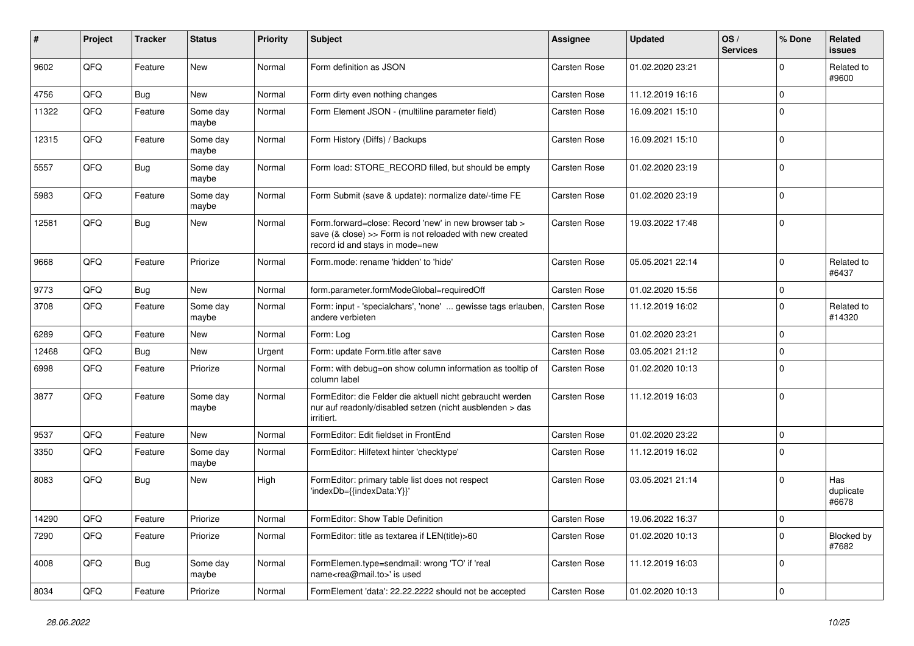| # | Project | Tracker | Status | Priority | Subject | Assignee | Updated | OS / Services | % Done | Related issues |
|---|---|---|---|---|---|---|---|---|---|---|
| 9602 | QFQ | Feature | New | Normal | Form definition as JSON | Carsten Rose | 01.02.2020 23:21 | | 0 | Related to #9600 |
| 4756 | QFQ | Bug | New | Normal | Form dirty even nothing changes | Carsten Rose | 11.12.2019 16:16 | | 0 | |
| 11322 | QFQ | Feature | Some day maybe | Normal | Form Element JSON - (multiline parameter field) | Carsten Rose | 16.09.2021 15:10 | | 0 | |
| 12315 | QFQ | Feature | Some day maybe | Normal | Form History (Diffs) / Backups | Carsten Rose | 16.09.2021 15:10 | | 0 | |
| 5557 | QFQ | Bug | Some day maybe | Normal | Form load: STORE_RECORD filled, but should be empty | Carsten Rose | 01.02.2020 23:19 | | 0 | |
| 5983 | QFQ | Feature | Some day maybe | Normal | Form Submit (save & update): normalize date/-time FE | Carsten Rose | 01.02.2020 23:19 | | 0 | |
| 12581 | QFQ | Bug | New | Normal | Form.forward=close: Record 'new' in new browser tab > save (& close) >> Form is not reloaded with new created record id and stays in mode=new | Carsten Rose | 19.03.2022 17:48 | | 0 | |
| 9668 | QFQ | Feature | Priorize | Normal | Form.mode: rename 'hidden' to 'hide' | Carsten Rose | 05.05.2021 22:14 | | 0 | Related to #6437 |
| 9773 | QFQ | Bug | New | Normal | form.parameter.formModeGlobal=requiredOff | Carsten Rose | 01.02.2020 15:56 | | 0 | |
| 3708 | QFQ | Feature | Some day maybe | Normal | Form: input - 'specialchars', 'none' ... gewisse tags erlauben, andere verbieten | Carsten Rose | 11.12.2019 16:02 | | 0 | Related to #14320 |
| 6289 | QFQ | Feature | New | Normal | Form: Log | Carsten Rose | 01.02.2020 23:21 | | 0 | |
| 12468 | QFQ | Bug | New | Urgent | Form: update Form.title after save | Carsten Rose | 03.05.2021 21:12 | | 0 | |
| 6998 | QFQ | Feature | Priorize | Normal | Form: with debug=on show column information as tooltip of column label | Carsten Rose | 01.02.2020 10:13 | | 0 | |
| 3877 | QFQ | Feature | Some day maybe | Normal | FormEditor: die Felder die aktuell nicht gebraucht werden nur auf readonly/disabled setzen (nicht ausblenden > das irritiert. | Carsten Rose | 11.12.2019 16:03 | | 0 | |
| 9537 | QFQ | Feature | New | Normal | FormEditor: Edit fieldset in FrontEnd | Carsten Rose | 01.02.2020 23:22 | | 0 | |
| 3350 | QFQ | Feature | Some day maybe | Normal | FormEditor: Hilfetext hinter 'checktype' | Carsten Rose | 11.12.2019 16:02 | | 0 | |
| 8083 | QFQ | Bug | New | High | FormEditor: primary table list does not respect 'indexDb={{indexData:Y}}' | Carsten Rose | 03.05.2021 21:14 | | 0 | Has duplicate #6678 |
| 14290 | QFQ | Feature | Priorize | Normal | FormEditor: Show Table Definition | Carsten Rose | 19.06.2022 16:37 | | 0 | |
| 7290 | QFQ | Feature | Priorize | Normal | FormEditor: title as textarea if LEN(title)>60 | Carsten Rose | 01.02.2020 10:13 | | 0 | Blocked by #7682 |
| 4008 | QFQ | Bug | Some day maybe | Normal | FormElemen.type=sendmail: wrong 'TO' if 'real name<rea@mail.to>' is used | Carsten Rose | 11.12.2019 16:03 | | 0 | |
| 8034 | QFQ | Feature | Priorize | Normal | FormElement 'data': 22.22.2222 should not be accepted | Carsten Rose | 01.02.2020 10:13 | | 0 | |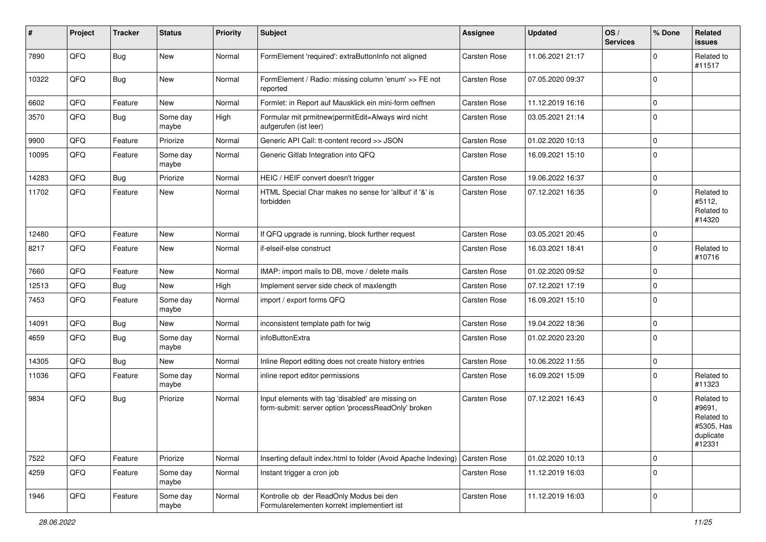| # | Project | Tracker | Status | Priority | Subject | Assignee | Updated | OS / Services | % Done | Related issues |
|---|---|---|---|---|---|---|---|---|---|---|
| 7890 | QFQ | Bug | New | Normal | FormElement 'required': extraButtonInfo not aligned | Carsten Rose | 11.06.2021 21:17 | | 0 | Related to #11517 |
| 10322 | QFQ | Bug | New | Normal | FormElement / Radio: missing column 'enum' >> FE not reported | Carsten Rose | 07.05.2020 09:37 | | 0 | |
| 6602 | QFQ | Feature | New | Normal | Formlet: in Report auf Mausklick ein mini-form oeffnen | Carsten Rose | 11.12.2019 16:16 | | 0 | |
| 3570 | QFQ | Bug | Some day maybe | High | Formular mit prmitnew\|permitEdit=Always wird nicht aufgerufen (ist leer) | Carsten Rose | 03.05.2021 21:14 | | 0 | |
| 9900 | QFQ | Feature | Priorize | Normal | Generic API Call: tt-content record >> JSON | Carsten Rose | 01.02.2020 10:13 | | 0 | |
| 10095 | QFQ | Feature | Some day maybe | Normal | Generic Gitlab Integration into QFQ | Carsten Rose | 16.09.2021 15:10 | | 0 | |
| 14283 | QFQ | Bug | Priorize | Normal | HEIC / HEIF convert doesn't trigger | Carsten Rose | 19.06.2022 16:37 | | 0 | |
| 11702 | QFQ | Feature | New | Normal | HTML Special Char makes no sense for 'allbut' if '&' is forbidden | Carsten Rose | 07.12.2021 16:35 | | 0 | Related to #5112, Related to #14320 |
| 12480 | QFQ | Feature | New | Normal | If QFQ upgrade is running, block further request | Carsten Rose | 03.05.2021 20:45 | | 0 | |
| 8217 | QFQ | Feature | New | Normal | if-elseif-else construct | Carsten Rose | 16.03.2021 18:41 | | 0 | Related to #10716 |
| 7660 | QFQ | Feature | New | Normal | IMAP: import mails to DB, move / delete mails | Carsten Rose | 01.02.2020 09:52 | | 0 | |
| 12513 | QFQ | Bug | New | High | Implement server side check of maxlength | Carsten Rose | 07.12.2021 17:19 | | 0 | |
| 7453 | QFQ | Feature | Some day maybe | Normal | import / export forms QFQ | Carsten Rose | 16.09.2021 15:10 | | 0 | |
| 14091 | QFQ | Bug | New | Normal | inconsistent template path for twig | Carsten Rose | 19.04.2022 18:36 | | 0 | |
| 4659 | QFQ | Bug | Some day maybe | Normal | infoButtonExtra | Carsten Rose | 01.02.2020 23:20 | | 0 | |
| 14305 | QFQ | Bug | New | Normal | Inline Report editing does not create history entries | Carsten Rose | 10.06.2022 11:55 | | 0 | |
| 11036 | QFQ | Feature | Some day maybe | Normal | inline report editor permissions | Carsten Rose | 16.09.2021 15:09 | | 0 | Related to #11323 |
| 9834 | QFQ | Bug | Priorize | Normal | Input elements with tag 'disabled' are missing on form-submit: server option 'processReadOnly' broken | Carsten Rose | 07.12.2021 16:43 | | 0 | Related to #9691, Related to #5305, Has duplicate #12331 |
| 7522 | QFQ | Feature | Priorize | Normal | Inserting default index.html to folder (Avoid Apache Indexing) | Carsten Rose | 01.02.2020 10:13 | | 0 | |
| 4259 | QFQ | Feature | Some day maybe | Normal | Instant trigger a cron job | Carsten Rose | 11.12.2019 16:03 | | 0 | |
| 1946 | QFQ | Feature | Some day maybe | Normal | Kontrolle ob der ReadOnly Modus bei den Formularelementen korrekt implementiert ist | Carsten Rose | 11.12.2019 16:03 | | 0 | |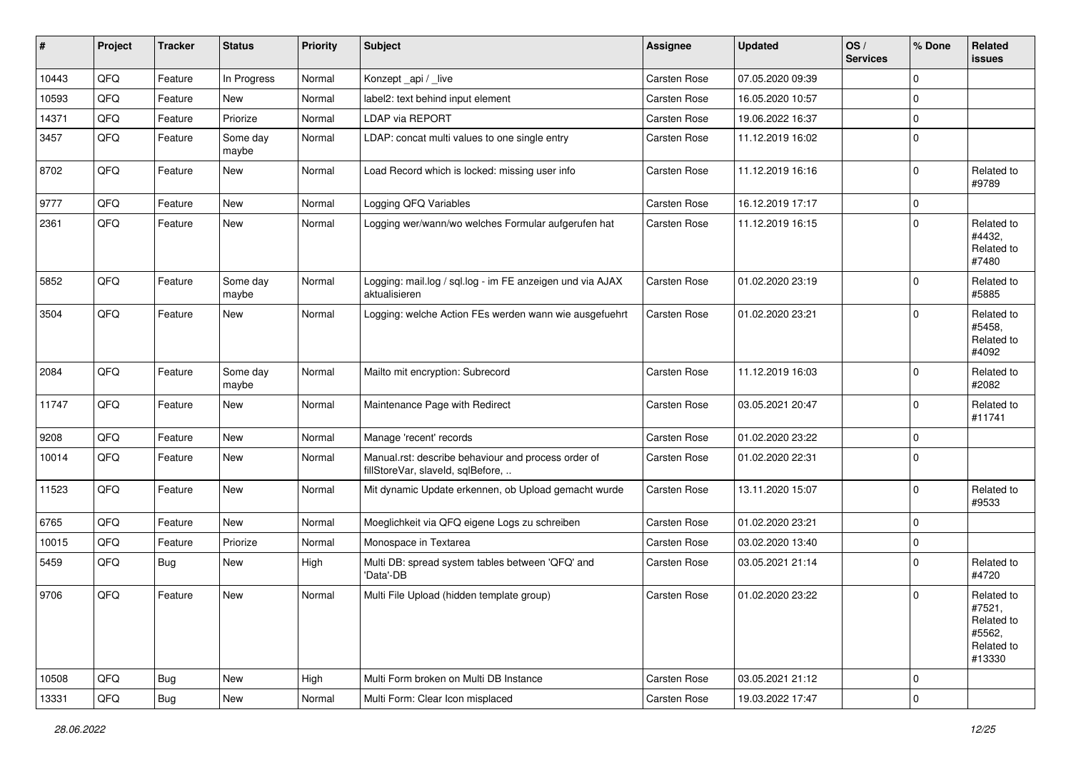| # | Project | Tracker | Status | Priority | Subject | Assignee | Updated | OS / Services | % Done | Related issues |
|---|---|---|---|---|---|---|---|---|---|---|
| 10443 | QFQ | Feature | In Progress | Normal | Konzept _api / _live | Carsten Rose | 07.05.2020 09:39 | | 0 | |
| 10593 | QFQ | Feature | New | Normal | label2: text behind input element | Carsten Rose | 16.05.2020 10:57 | | 0 | |
| 14371 | QFQ | Feature | Priorize | Normal | LDAP via REPORT | Carsten Rose | 19.06.2022 16:37 | | 0 | |
| 3457 | QFQ | Feature | Some day maybe | Normal | LDAP: concat multi values to one single entry | Carsten Rose | 11.12.2019 16:02 | | 0 | |
| 8702 | QFQ | Feature | New | Normal | Load Record which is locked: missing user info | Carsten Rose | 11.12.2019 16:16 | | 0 | Related to #9789 |
| 9777 | QFQ | Feature | New | Normal | Logging QFQ Variables | Carsten Rose | 16.12.2019 17:17 | | 0 | |
| 2361 | QFQ | Feature | New | Normal | Logging wer/wann/wo welches Formular aufgerufen hat | Carsten Rose | 11.12.2019 16:15 | | 0 | Related to #4432, Related to #7480 |
| 5852 | QFQ | Feature | Some day maybe | Normal | Logging: mail.log / sql.log - im FE anzeigen und via AJAX aktualisieren | Carsten Rose | 01.02.2020 23:19 | | 0 | Related to #5885 |
| 3504 | QFQ | Feature | New | Normal | Logging: welche Action FEs werden wann wie ausgefuehrt | Carsten Rose | 01.02.2020 23:21 | | 0 | Related to #5458, Related to #4092 |
| 2084 | QFQ | Feature | Some day maybe | Normal | Mailto mit encryption: Subrecord | Carsten Rose | 11.12.2019 16:03 | | 0 | Related to #2082 |
| 11747 | QFQ | Feature | New | Normal | Maintenance Page with Redirect | Carsten Rose | 03.05.2021 20:47 | | 0 | Related to #11741 |
| 9208 | QFQ | Feature | New | Normal | Manage 'recent' records | Carsten Rose | 01.02.2020 23:22 | | 0 | |
| 10014 | QFQ | Feature | New | Normal | Manual.rst: describe behaviour and process order of fillStoreVar, slaveId, sqlBefore, .. | Carsten Rose | 01.02.2020 22:31 | | 0 | |
| 11523 | QFQ | Feature | New | Normal | Mit dynamic Update erkennen, ob Upload gemacht wurde | Carsten Rose | 13.11.2020 15:07 | | 0 | Related to #9533 |
| 6765 | QFQ | Feature | New | Normal | Moeglichkeit via QFQ eigene Logs zu schreiben | Carsten Rose | 01.02.2020 23:21 | | 0 | |
| 10015 | QFQ | Feature | Priorize | Normal | Monospace in Textarea | Carsten Rose | 03.02.2020 13:40 | | 0 | |
| 5459 | QFQ | Bug | New | High | Multi DB: spread system tables between 'QFQ' and 'Data'-DB | Carsten Rose | 03.05.2021 21:14 | | 0 | Related to #4720 |
| 9706 | QFQ | Feature | New | Normal | Multi File Upload (hidden template group) | Carsten Rose | 01.02.2020 23:22 | | 0 | Related to #7521, Related to #5562, Related to #13330 |
| 10508 | QFQ | Bug | New | High | Multi Form broken on Multi DB Instance | Carsten Rose | 03.05.2021 21:12 | | 0 | |
| 13331 | QFQ | Bug | New | Normal | Multi Form: Clear Icon misplaced | Carsten Rose | 19.03.2022 17:47 | | 0 | |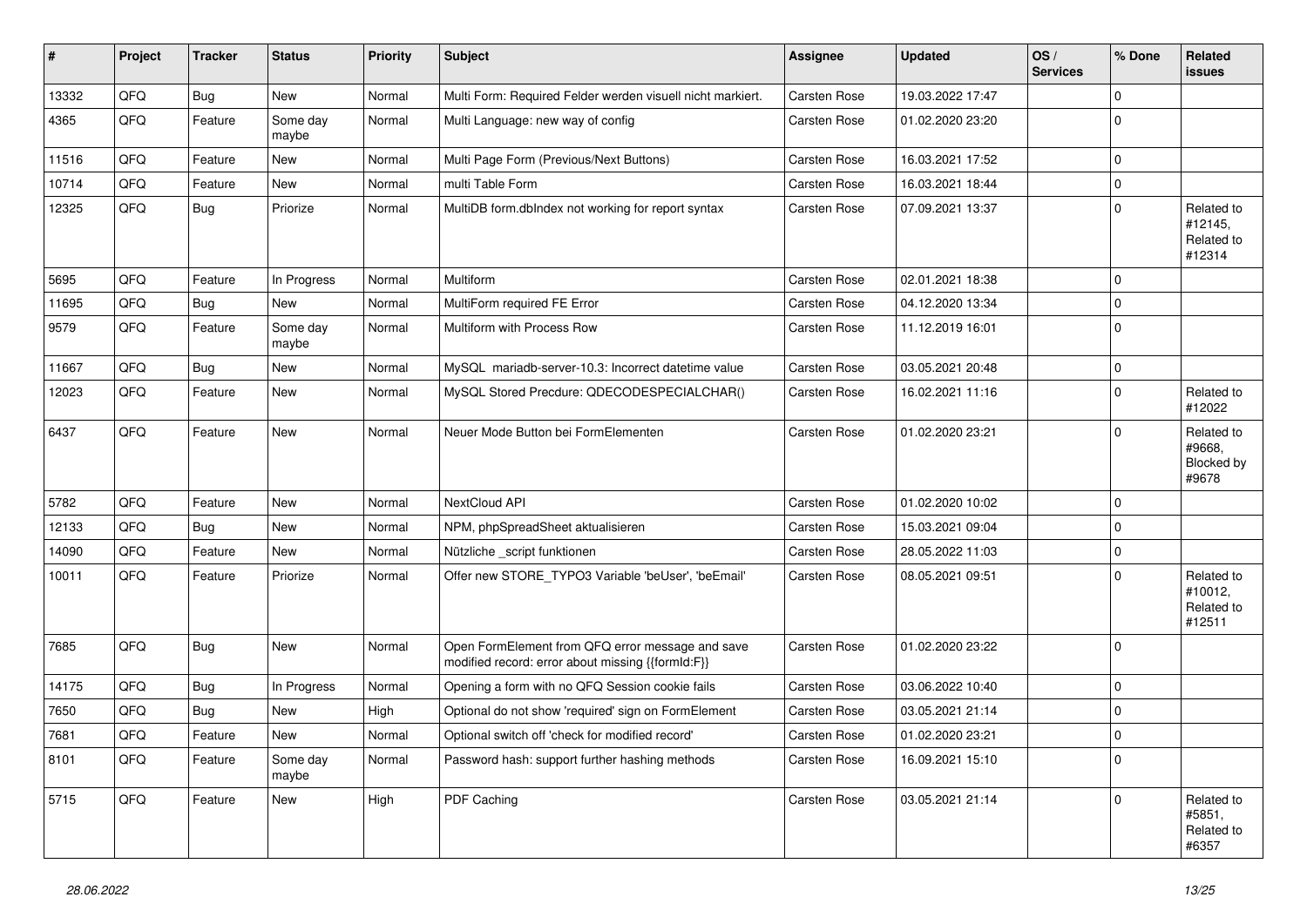| # | Project | Tracker | Status | Priority | Subject | Assignee | Updated | OS / Services | % Done | Related issues |
|---|---|---|---|---|---|---|---|---|---|---|
| 13332 | QFQ | Bug | New | Normal | Multi Form: Required Felder werden visuell nicht markiert. | Carsten Rose | 19.03.2022 17:47 | | 0 | |
| 4365 | QFQ | Feature | Some day maybe | Normal | Multi Language: new way of config | Carsten Rose | 01.02.2020 23:20 | | 0 | |
| 11516 | QFQ | Feature | New | Normal | Multi Page Form (Previous/Next Buttons) | Carsten Rose | 16.03.2021 17:52 | | 0 | |
| 10714 | QFQ | Feature | New | Normal | multi Table Form | Carsten Rose | 16.03.2021 18:44 | | 0 | |
| 12325 | QFQ | Bug | Priorize | Normal | MultiDB form.dbIndex not working for report syntax | Carsten Rose | 07.09.2021 13:37 | | 0 | Related to #12145, Related to #12314 |
| 5695 | QFQ | Feature | In Progress | Normal | Multiform | Carsten Rose | 02.01.2021 18:38 | | 0 | |
| 11695 | QFQ | Bug | New | Normal | MultiForm required FE Error | Carsten Rose | 04.12.2020 13:34 | | 0 | |
| 9579 | QFQ | Feature | Some day maybe | Normal | Multiform with Process Row | Carsten Rose | 11.12.2019 16:01 | | 0 | |
| 11667 | QFQ | Bug | New | Normal | MySQL mariadb-server-10.3: Incorrect datetime value | Carsten Rose | 03.05.2021 20:48 | | 0 | |
| 12023 | QFQ | Feature | New | Normal | MySQL Stored Precdure: QDECODESPECIALCHAR() | Carsten Rose | 16.02.2021 11:16 | | 0 | Related to #12022 |
| 6437 | QFQ | Feature | New | Normal | Neuer Mode Button bei FormElementen | Carsten Rose | 01.02.2020 23:21 | | 0 | Related to #9668, Blocked by #9678 |
| 5782 | QFQ | Feature | New | Normal | NextCloud API | Carsten Rose | 01.02.2020 10:02 | | 0 | |
| 12133 | QFQ | Bug | New | Normal | NPM, phpSpreadSheet aktualisieren | Carsten Rose | 15.03.2021 09:04 | | 0 | |
| 14090 | QFQ | Feature | New | Normal | Nützliche _script funktionen | Carsten Rose | 28.05.2022 11:03 | | 0 | |
| 10011 | QFQ | Feature | Priorize | Normal | Offer new STORE_TYPO3 Variable 'beUser', 'beEmail' | Carsten Rose | 08.05.2021 09:51 | | 0 | Related to #10012, Related to #12511 |
| 7685 | QFQ | Bug | New | Normal | Open FormElement from QFQ error message and save modified record: error about missing {{formId:F}} | Carsten Rose | 01.02.2020 23:22 | | 0 | |
| 14175 | QFQ | Bug | In Progress | Normal | Opening a form with no QFQ Session cookie fails | Carsten Rose | 03.06.2022 10:40 | | 0 | |
| 7650 | QFQ | Bug | New | High | Optional do not show 'required' sign on FormElement | Carsten Rose | 03.05.2021 21:14 | | 0 | |
| 7681 | QFQ | Feature | New | Normal | Optional switch off 'check for modified record' | Carsten Rose | 01.02.2020 23:21 | | 0 | |
| 8101 | QFQ | Feature | Some day maybe | Normal | Password hash: support further hashing methods | Carsten Rose | 16.09.2021 15:10 | | 0 | |
| 5715 | QFQ | Feature | New | High | PDF Caching | Carsten Rose | 03.05.2021 21:14 | | 0 | Related to #5851, Related to #6357 |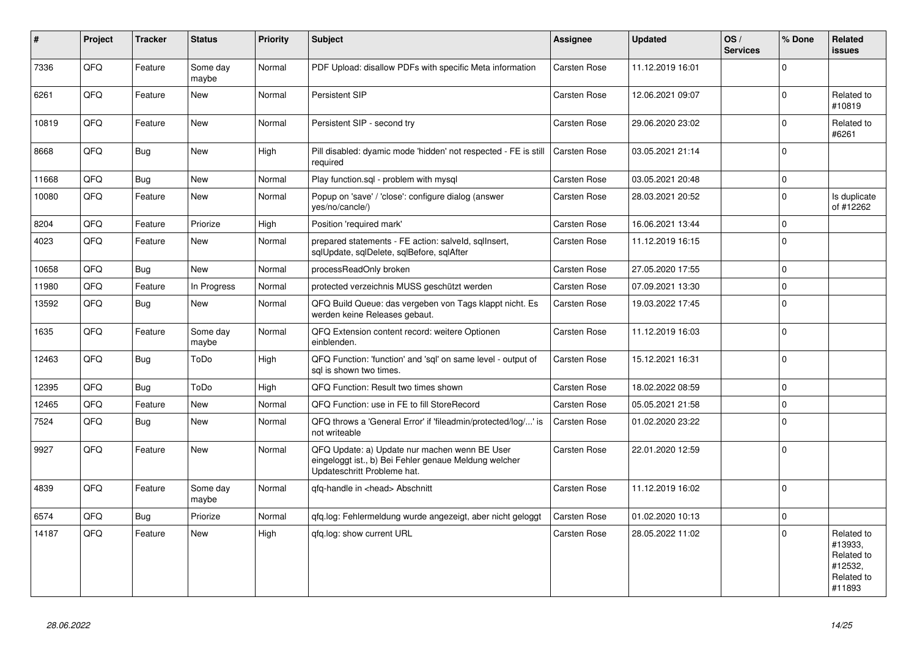| # | Project | Tracker | Status | Priority | Subject | Assignee | Updated | OS / Services | % Done | Related issues |
|---|---|---|---|---|---|---|---|---|---|---|
| 7336 | QFQ | Feature | Some day maybe | Normal | PDF Upload: disallow PDFs with specific Meta information | Carsten Rose | 11.12.2019 16:01 | | 0 | |
| 6261 | QFQ | Feature | New | Normal | Persistent SIP | Carsten Rose | 12.06.2021 09:07 | | 0 | Related to #10819 |
| 10819 | QFQ | Feature | New | Normal | Persistent SIP - second try | Carsten Rose | 29.06.2020 23:02 | | 0 | Related to #6261 |
| 8668 | QFQ | Bug | New | High | Pill disabled: dyamic mode 'hidden' not respected - FE is still required | Carsten Rose | 03.05.2021 21:14 | | 0 | |
| 11668 | QFQ | Bug | New | Normal | Play function.sql - problem with mysql | Carsten Rose | 03.05.2021 20:48 | | 0 | |
| 10080 | QFQ | Feature | New | Normal | Popup on 'save' / 'close': configure dialog (answer yes/no/cancle/) | Carsten Rose | 28.03.2021 20:52 | | 0 | Is duplicate of #12262 |
| 8204 | QFQ | Feature | Priorize | High | Position 'required mark' | Carsten Rose | 16.06.2021 13:44 | | 0 | |
| 4023 | QFQ | Feature | New | Normal | prepared statements - FE action: salveld, sqlInsert, sqlUpdate, sqlDelete, sqlBefore, sqlAfter | Carsten Rose | 11.12.2019 16:15 | | 0 | |
| 10658 | QFQ | Bug | New | Normal | processReadOnly broken | Carsten Rose | 27.05.2020 17:55 | | 0 | |
| 11980 | QFQ | Feature | In Progress | Normal | protected verzeichnis MUSS geschützt werden | Carsten Rose | 07.09.2021 13:30 | | 0 | |
| 13592 | QFQ | Bug | New | Normal | QFQ Build Queue: das vergeben von Tags klappt nicht. Es werden keine Releases gebaut. | Carsten Rose | 19.03.2022 17:45 | | 0 | |
| 1635 | QFQ | Feature | Some day maybe | Normal | QFQ Extension content record: weitere Optionen einblenden. | Carsten Rose | 11.12.2019 16:03 | | 0 | |
| 12463 | QFQ | Bug | ToDo | High | QFQ Function: 'function' and 'sql' on same level - output of sql is shown two times. | Carsten Rose | 15.12.2021 16:31 | | 0 | |
| 12395 | QFQ | Bug | ToDo | High | QFQ Function: Result two times shown | Carsten Rose | 18.02.2022 08:59 | | 0 | |
| 12465 | QFQ | Feature | New | Normal | QFQ Function: use in FE to fill StoreRecord | Carsten Rose | 05.05.2021 21:58 | | 0 | |
| 7524 | QFQ | Bug | New | Normal | QFQ throws a 'General Error' if 'fileadmin/protected/log/...' is not writeable | Carsten Rose | 01.02.2020 23:22 | | 0 | |
| 9927 | QFQ | Feature | New | Normal | QFQ Update: a) Update nur machen wenn BE User eingeloggt ist., b) Bei Fehler genaue Meldung welcher Updateschritt Probleme hat. | Carsten Rose | 22.01.2020 12:59 | | 0 | |
| 4839 | QFQ | Feature | Some day maybe | Normal | qfq-handle in <head> Abschnitt | Carsten Rose | 11.12.2019 16:02 | | 0 | |
| 6574 | QFQ | Bug | Priorize | Normal | qfq.log: Fehlermeldung wurde angezeigt, aber nicht geloggt | Carsten Rose | 01.02.2020 10:13 | | 0 | |
| 14187 | QFQ | Feature | New | High | qfq.log: show current URL | Carsten Rose | 28.05.2022 11:02 | | 0 | Related to #13933, Related to #12532, Related to #11893 |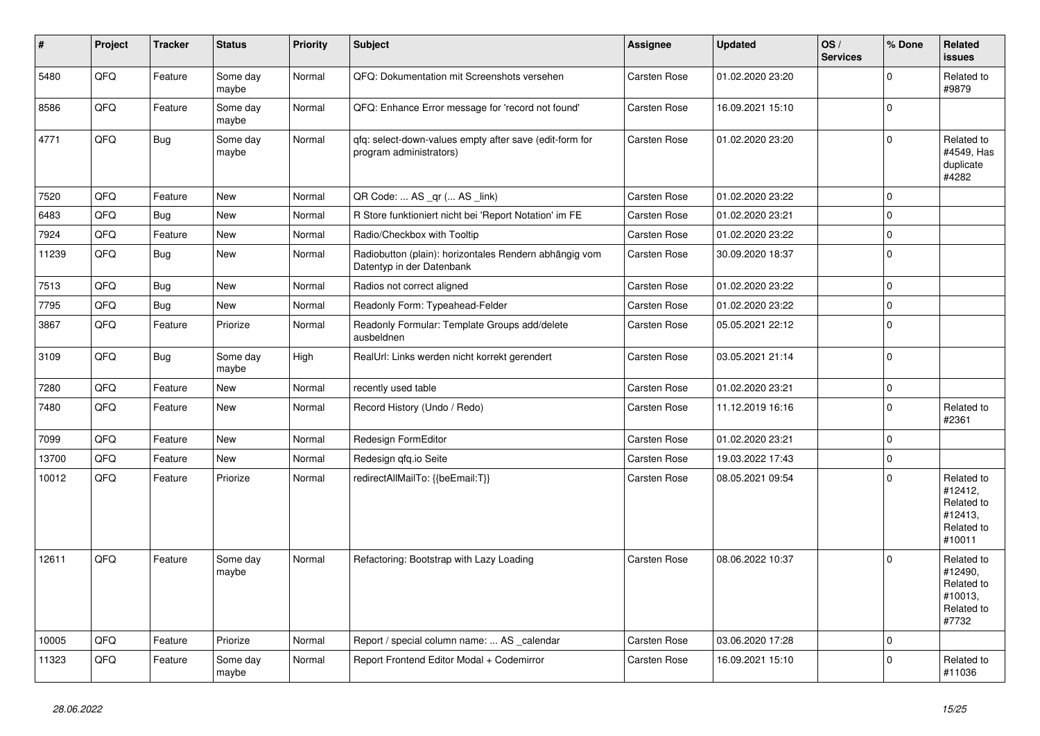| # | Project | Tracker | Status | Priority | Subject | Assignee | Updated | OS / Services | % Done | Related issues |
|---|---|---|---|---|---|---|---|---|---|---|
| 5480 | QFQ | Feature | Some day maybe | Normal | QFQ: Dokumentation mit Screenshots versehen | Carsten Rose | 01.02.2020 23:20 | | 0 | Related to #9879 |
| 8586 | QFQ | Feature | Some day maybe | Normal | QFQ: Enhance Error message for 'record not found' | Carsten Rose | 16.09.2021 15:10 | | 0 | |
| 4771 | QFQ | Bug | Some day maybe | Normal | qfq: select-down-values empty after save (edit-form for program administrators) | Carsten Rose | 01.02.2020 23:20 | | 0 | Related to #4549, Has duplicate #4282 |
| 7520 | QFQ | Feature | New | Normal | QR Code: ... AS _qr (... AS _link) | Carsten Rose | 01.02.2020 23:22 | | 0 | |
| 6483 | QFQ | Bug | New | Normal | R Store funktioniert nicht bei 'Report Notation' im FE | Carsten Rose | 01.02.2020 23:21 | | 0 | |
| 7924 | QFQ | Feature | New | Normal | Radio/Checkbox with Tooltip | Carsten Rose | 01.02.2020 23:22 | | 0 | |
| 11239 | QFQ | Bug | New | Normal | Radiobutton (plain): horizontales Rendern abhängig vom Datentyp in der Datenbank | Carsten Rose | 30.09.2020 18:37 | | 0 | |
| 7513 | QFQ | Bug | New | Normal | Radios not correct aligned | Carsten Rose | 01.02.2020 23:22 | | 0 | |
| 7795 | QFQ | Bug | New | Normal | Readonly Form: Typeahead-Felder | Carsten Rose | 01.02.2020 23:22 | | 0 | |
| 3867 | QFQ | Feature | Priorize | Normal | Readonly Formular: Template Groups add/delete ausbeldnen | Carsten Rose | 05.05.2021 22:12 | | 0 | |
| 3109 | QFQ | Bug | Some day maybe | High | RealUrl: Links werden nicht korrekt gerendert | Carsten Rose | 03.05.2021 21:14 | | 0 | |
| 7280 | QFQ | Feature | New | Normal | recently used table | Carsten Rose | 01.02.2020 23:21 | | 0 | |
| 7480 | QFQ | Feature | New | Normal | Record History (Undo / Redo) | Carsten Rose | 11.12.2019 16:16 | | 0 | Related to #2361 |
| 7099 | QFQ | Feature | New | Normal | Redesign FormEditor | Carsten Rose | 01.02.2020 23:21 | | 0 | |
| 13700 | QFQ | Feature | New | Normal | Redesign qfq.io Seite | Carsten Rose | 19.03.2022 17:43 | | 0 | |
| 10012 | QFQ | Feature | Priorize | Normal | redirectAllMailTo: {{beEmail:T}} | Carsten Rose | 08.05.2021 09:54 | | 0 | Related to #12412, Related to #12413, Related to #10011 |
| 12611 | QFQ | Feature | Some day maybe | Normal | Refactoring: Bootstrap with Lazy Loading | Carsten Rose | 08.06.2022 10:37 | | 0 | Related to #12490, Related to #10013, Related to #7732 |
| 10005 | QFQ | Feature | Priorize | Normal | Report / special column name: ... AS _calendar | Carsten Rose | 03.06.2020 17:28 | | 0 | |
| 11323 | QFQ | Feature | Some day maybe | Normal | Report Frontend Editor Modal + Codemirror | Carsten Rose | 16.09.2021 15:10 | | 0 | Related to #11036 |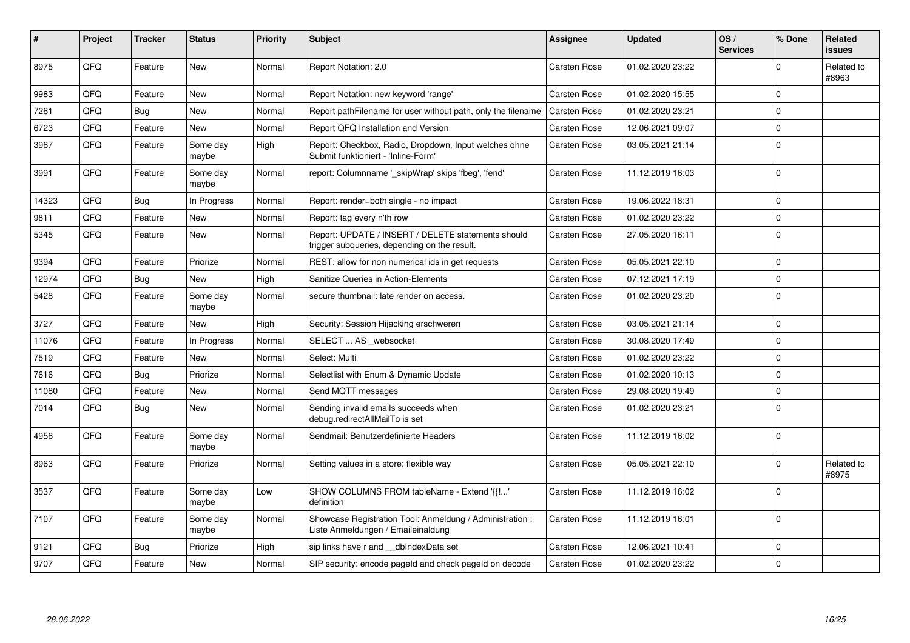| # | Project | Tracker | Status | Priority | Subject | Assignee | Updated | OS / Services | % Done | Related issues |
|---|---|---|---|---|---|---|---|---|---|---|
| 8975 | QFQ | Feature | New | Normal | Report Notation: 2.0 | Carsten Rose | 01.02.2020 23:22 | | 0 | Related to #8963 |
| 9983 | QFQ | Feature | New | Normal | Report Notation: new keyword 'range' | Carsten Rose | 01.02.2020 15:55 | | 0 | |
| 7261 | QFQ | Bug | New | Normal | Report pathFilename for user without path, only the filename | Carsten Rose | 01.02.2020 23:21 | | 0 | |
| 6723 | QFQ | Feature | New | Normal | Report QFQ Installation and Version | Carsten Rose | 12.06.2021 09:07 | | 0 | |
| 3967 | QFQ | Feature | Some day maybe | High | Report: Checkbox, Radio, Dropdown, Input welches ohne Submit funktioniert - 'Inline-Form' | Carsten Rose | 03.05.2021 21:14 | | 0 | |
| 3991 | QFQ | Feature | Some day maybe | Normal | report: Columnname '_skipWrap' skips 'fbeg', 'fend' | Carsten Rose | 11.12.2019 16:03 | | 0 | |
| 14323 | QFQ | Bug | In Progress | Normal | Report: render=both\|single - no impact | Carsten Rose | 19.06.2022 18:31 | | 0 | |
| 9811 | QFQ | Feature | New | Normal | Report: tag every n'th row | Carsten Rose | 01.02.2020 23:22 | | 0 | |
| 5345 | QFQ | Feature | New | Normal | Report: UPDATE / INSERT / DELETE statements should trigger subqueries, depending on the result. | Carsten Rose | 27.05.2020 16:11 | | 0 | |
| 9394 | QFQ | Feature | Priorize | Normal | REST: allow for non numerical ids in get requests | Carsten Rose | 05.05.2021 22:10 | | 0 | |
| 12974 | QFQ | Bug | New | High | Sanitize Queries in Action-Elements | Carsten Rose | 07.12.2021 17:19 | | 0 | |
| 5428 | QFQ | Feature | Some day maybe | Normal | secure thumbnail: late render on access. | Carsten Rose | 01.02.2020 23:20 | | 0 | |
| 3727 | QFQ | Feature | New | High | Security: Session Hijacking erschweren | Carsten Rose | 03.05.2021 21:14 | | 0 | |
| 11076 | QFQ | Feature | In Progress | Normal | SELECT ... AS _websocket | Carsten Rose | 30.08.2020 17:49 | | 0 | |
| 7519 | QFQ | Feature | New | Normal | Select: Multi | Carsten Rose | 01.02.2020 23:22 | | 0 | |
| 7616 | QFQ | Bug | Priorize | Normal | Selectlist with Enum & Dynamic Update | Carsten Rose | 01.02.2020 10:13 | | 0 | |
| 11080 | QFQ | Feature | New | Normal | Send MQTT messages | Carsten Rose | 29.08.2020 19:49 | | 0 | |
| 7014 | QFQ | Bug | New | Normal | Sending invalid emails succeeds when debug.redirectAllMailTo is set | Carsten Rose | 01.02.2020 23:21 | | 0 | |
| 4956 | QFQ | Feature | Some day maybe | Normal | Sendmail: Benutzerdefinierte Headers | Carsten Rose | 11.12.2019 16:02 | | 0 | |
| 8963 | QFQ | Feature | Priorize | Normal | Setting values in a store: flexible way | Carsten Rose | 05.05.2021 22:10 | | 0 | Related to #8975 |
| 3537 | QFQ | Feature | Some day maybe | Low | SHOW COLUMNS FROM tableName - Extend '{{!...' definition | Carsten Rose | 11.12.2019 16:02 | | 0 | |
| 7107 | QFQ | Feature | Some day maybe | Normal | Showcase Registration Tool: Anmeldung / Administration : Liste Anmeldungen / Emaileinaldung | Carsten Rose | 11.12.2019 16:01 | | 0 | |
| 9121 | QFQ | Bug | Priorize | High | sip links have r and __dbIndexData set | Carsten Rose | 12.06.2021 10:41 | | 0 | |
| 9707 | QFQ | Feature | New | Normal | SIP security: encode pageId and check pageId on decode | Carsten Rose | 01.02.2020 23:22 | | 0 | |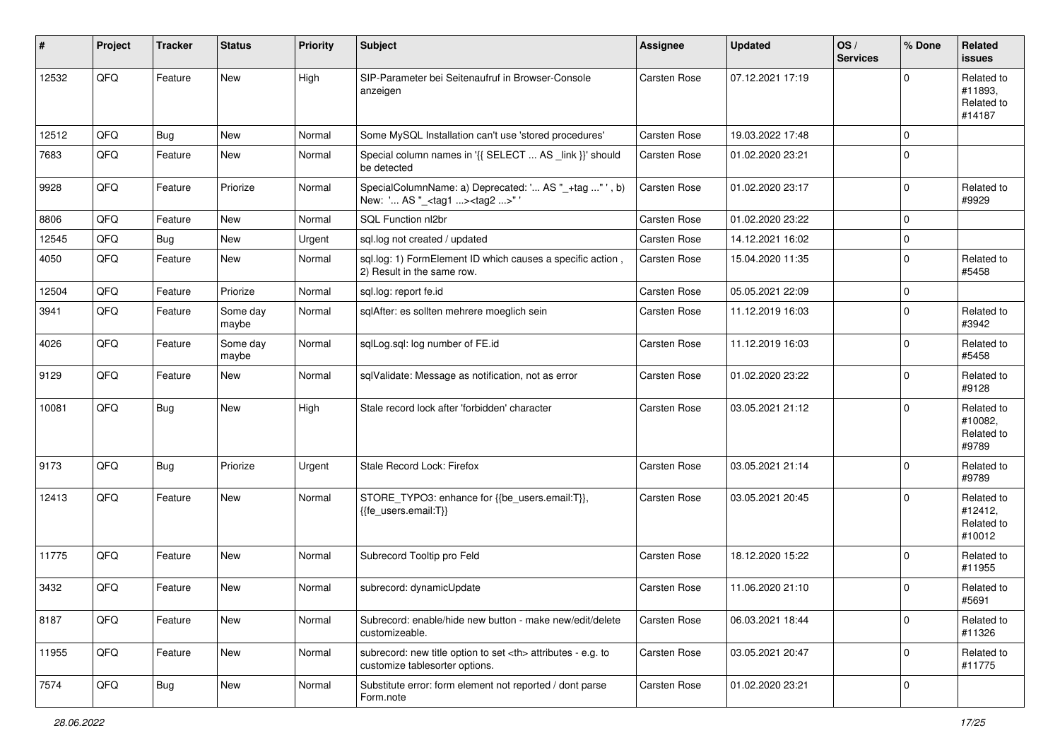| # | Project | Tracker | Status | Priority | Subject | Assignee | Updated | OS / Services | % Done | Related issues |
|---|---|---|---|---|---|---|---|---|---|---|
| 12532 | QFQ | Feature | New | High | SIP-Parameter bei Seitenaufruf in Browser-Console anzeigen | Carsten Rose | 07.12.2021 17:19 | | 0 | Related to #11893, Related to #14187 |
| 12512 | QFQ | Bug | New | Normal | Some MySQL Installation can't use 'stored procedures' | Carsten Rose | 19.03.2022 17:48 | | 0 | |
| 7683 | QFQ | Feature | New | Normal | Special column names in '{{ SELECT ... AS _link }}' should be detected | Carsten Rose | 01.02.2020 23:21 | | 0 | |
| 9928 | QFQ | Feature | Priorize | Normal | SpecialColumnName: a) Deprecated: '... AS "_+tag ..." ', b) New: '... AS "_<tag1 ...><tag2 ...>" ' | Carsten Rose | 01.02.2020 23:17 | | 0 | Related to #9929 |
| 8806 | QFQ | Feature | New | Normal | SQL Function nl2br | Carsten Rose | 01.02.2020 23:22 | | 0 | |
| 12545 | QFQ | Bug | New | Urgent | sql.log not created / updated | Carsten Rose | 14.12.2021 16:02 | | 0 | |
| 4050 | QFQ | Feature | New | Normal | sql.log: 1) FormElement ID which causes a specific action , 2) Result in the same row. | Carsten Rose | 15.04.2020 11:35 | | 0 | Related to #5458 |
| 12504 | QFQ | Feature | Priorize | Normal | sql.log: report fe.id | Carsten Rose | 05.05.2021 22:09 | | 0 | |
| 3941 | QFQ | Feature | Some day maybe | Normal | sqlAfter: es sollten mehrere moeglich sein | Carsten Rose | 11.12.2019 16:03 | | 0 | Related to #3942 |
| 4026 | QFQ | Feature | Some day maybe | Normal | sqlLog.sql: log number of FE.id | Carsten Rose | 11.12.2019 16:03 | | 0 | Related to #5458 |
| 9129 | QFQ | Feature | New | Normal | sqlValidate: Message as notification, not as error | Carsten Rose | 01.02.2020 23:22 | | 0 | Related to #9128 |
| 10081 | QFQ | Bug | New | High | Stale record lock after 'forbidden' character | Carsten Rose | 03.05.2021 21:12 | | 0 | Related to #10082, Related to #9789 |
| 9173 | QFQ | Bug | Priorize | Urgent | Stale Record Lock: Firefox | Carsten Rose | 03.05.2021 21:14 | | 0 | Related to #9789 |
| 12413 | QFQ | Feature | New | Normal | STORE_TYPO3: enhance for {{be_users.email:T}}, {{fe_users.email:T}} | Carsten Rose | 03.05.2021 20:45 | | 0 | Related to #12412, Related to #10012 |
| 11775 | QFQ | Feature | New | Normal | Subrecord Tooltip pro Feld | Carsten Rose | 18.12.2020 15:22 | | 0 | Related to #11955 |
| 3432 | QFQ | Feature | New | Normal | subrecord: dynamicUpdate | Carsten Rose | 11.06.2020 21:10 | | 0 | Related to #5691 |
| 8187 | QFQ | Feature | New | Normal | Subrecord: enable/hide new button - make new/edit/delete customizeable. | Carsten Rose | 06.03.2021 18:44 | | 0 | Related to #11326 |
| 11955 | QFQ | Feature | New | Normal | subrecord: new title option to set <th> attributes - e.g. to customize tablesorter options. | Carsten Rose | 03.05.2021 20:47 | | 0 | Related to #11775 |
| 7574 | QFQ | Bug | New | Normal | Substitute error: form element not reported / dont parse Form.note | Carsten Rose | 01.02.2020 23:21 | | 0 | |

*28.06.2022*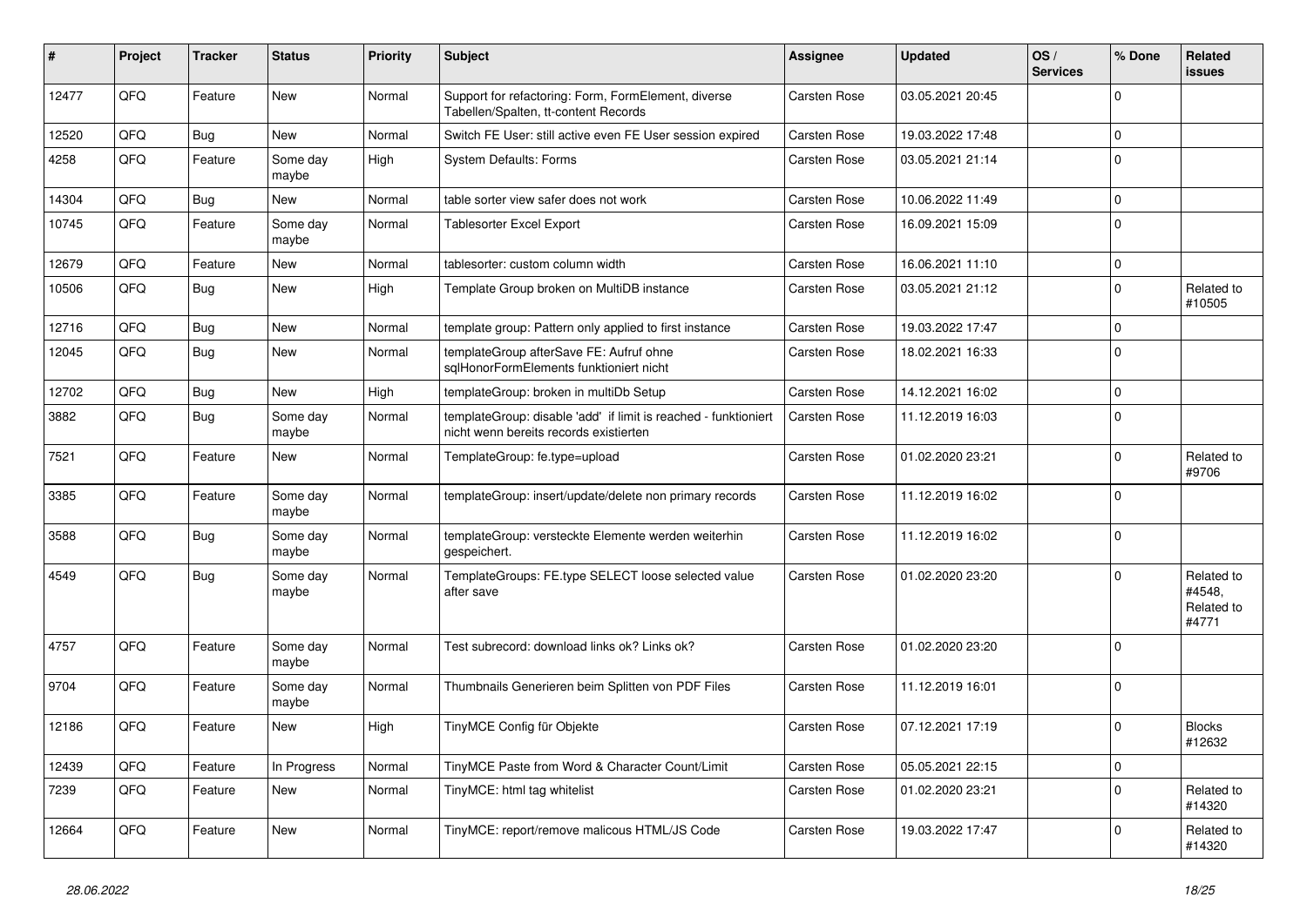| # | Project | Tracker | Status | Priority | Subject | Assignee | Updated | OS / Services | % Done | Related issues |
|---|---|---|---|---|---|---|---|---|---|---|
| 12477 | QFQ | Feature | New | Normal | Support for refactoring: Form, FormElement, diverse Tabellen/Spalten, tt-content Records | Carsten Rose | 03.05.2021 20:45 | | 0 | |
| 12520 | QFQ | Bug | New | Normal | Switch FE User: still active even FE User session expired | Carsten Rose | 19.03.2022 17:48 | | 0 | |
| 4258 | QFQ | Feature | Some day maybe | High | System Defaults: Forms | Carsten Rose | 03.05.2021 21:14 | | 0 | |
| 14304 | QFQ | Bug | New | Normal | table sorter view safer does not work | Carsten Rose | 10.06.2022 11:49 | | 0 | |
| 10745 | QFQ | Feature | Some day maybe | Normal | Tablesorter Excel Export | Carsten Rose | 16.09.2021 15:09 | | 0 | |
| 12679 | QFQ | Feature | New | Normal | tablesorter: custom column width | Carsten Rose | 16.06.2021 11:10 | | 0 | |
| 10506 | QFQ | Bug | New | High | Template Group broken on MultiDB instance | Carsten Rose | 03.05.2021 21:12 | | 0 | Related to #10505 |
| 12716 | QFQ | Bug | New | Normal | template group: Pattern only applied to first instance | Carsten Rose | 19.03.2022 17:47 | | 0 | |
| 12045 | QFQ | Bug | New | Normal | templateGroup afterSave FE: Aufruf ohne sqlHonorFormElements funktioniert nicht | Carsten Rose | 18.02.2021 16:33 | | 0 | |
| 12702 | QFQ | Bug | New | High | templateGroup: broken in multiDb Setup | Carsten Rose | 14.12.2021 16:02 | | 0 | |
| 3882 | QFQ | Bug | Some day maybe | Normal | templateGroup: disable 'add' if limit is reached - funktioniert nicht wenn bereits records existierten | Carsten Rose | 11.12.2019 16:03 | | 0 | |
| 7521 | QFQ | Feature | New | Normal | TemplateGroup: fe.type=upload | Carsten Rose | 01.02.2020 23:21 | | 0 | Related to #9706 |
| 3385 | QFQ | Feature | Some day maybe | Normal | templateGroup: insert/update/delete non primary records | Carsten Rose | 11.12.2019 16:02 | | 0 | |
| 3588 | QFQ | Bug | Some day maybe | Normal | templateGroup: versteckte Elemente werden weiterhin gespeichert. | Carsten Rose | 11.12.2019 16:02 | | 0 | |
| 4549 | QFQ | Bug | Some day maybe | Normal | TemplateGroups: FE.type SELECT loose selected value after save | Carsten Rose | 01.02.2020 23:20 | | 0 | Related to #4548, Related to #4771 |
| 4757 | QFQ | Feature | Some day maybe | Normal | Test subrecord: download links ok? Links ok? | Carsten Rose | 01.02.2020 23:20 | | 0 | |
| 9704 | QFQ | Feature | Some day maybe | Normal | Thumbnails Generieren beim Splitten von PDF Files | Carsten Rose | 11.12.2019 16:01 | | 0 | |
| 12186 | QFQ | Feature | New | High | TinyMCE Config für Objekte | Carsten Rose | 07.12.2021 17:19 | | 0 | Blocks #12632 |
| 12439 | QFQ | Feature | In Progress | Normal | TinyMCE Paste from Word & Character Count/Limit | Carsten Rose | 05.05.2021 22:15 | | 0 | |
| 7239 | QFQ | Feature | New | Normal | TinyMCE: html tag whitelist | Carsten Rose | 01.02.2020 23:21 | | 0 | Related to #14320 |
| 12664 | QFQ | Feature | New | Normal | TinyMCE: report/remove malicous HTML/JS Code | Carsten Rose | 19.03.2022 17:47 | | 0 | Related to #14320 |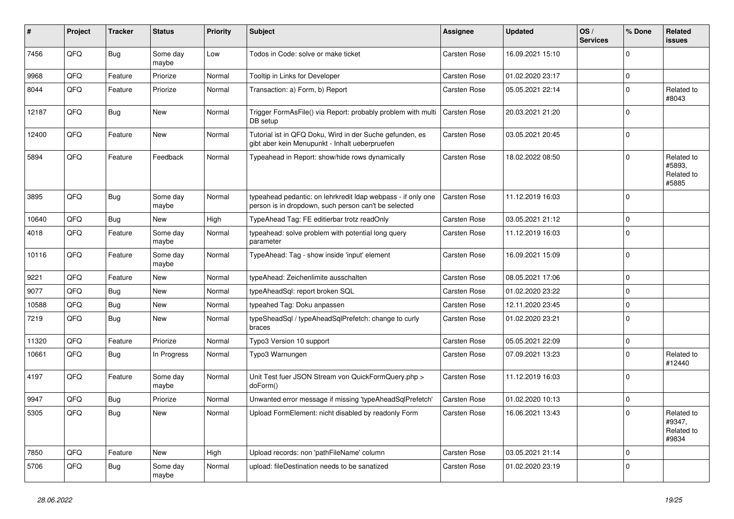| # | Project | Tracker | Status | Priority | Subject | Assignee | Updated | OS / Services | % Done | Related issues |
|---|---|---|---|---|---|---|---|---|---|---|
| 7456 | QFQ | Bug | Some day maybe | Low | Todos in Code: solve or make ticket | Carsten Rose | 16.09.2021 15:10 | | 0 | |
| 9968 | QFQ | Feature | Priorize | Normal | Tooltip in Links for Developer | Carsten Rose | 01.02.2020 23:17 | | 0 | |
| 8044 | QFQ | Feature | Priorize | Normal | Transaction: a) Form, b) Report | Carsten Rose | 05.05.2021 22:14 | | 0 | Related to #8043 |
| 12187 | QFQ | Bug | New | Normal | Trigger FormAsFile() via Report: probably problem with multi DB setup | Carsten Rose | 20.03.2021 21:20 | | 0 | |
| 12400 | QFQ | Feature | New | Normal | Tutorial ist in QFQ Doku, Wird in der Suche gefunden, es gibt aber kein Menupunkt - Inhalt ueberpruefen | Carsten Rose | 03.05.2021 20:45 | | 0 | |
| 5894 | QFQ | Feature | Feedback | Normal | Typeahead in Report: show/hide rows dynamically | Carsten Rose | 18.02.2022 08:50 | | 0 | Related to #5893, Related to #5885 |
| 3895 | QFQ | Bug | Some day maybe | Normal | typeahead pedantic: on lehrkredit ldap webpass - if only one person is in dropdown, such person can't be selected | Carsten Rose | 11.12.2019 16:03 | | 0 | |
| 10640 | QFQ | Bug | New | High | TypeAhead Tag: FE editierbar trotz readOnly | Carsten Rose | 03.05.2021 21:12 | | 0 | |
| 4018 | QFQ | Feature | Some day maybe | Normal | typeahead: solve problem with potential long query parameter | Carsten Rose | 11.12.2019 16:03 | | 0 | |
| 10116 | QFQ | Feature | Some day maybe | Normal | TypeAhead: Tag - show inside 'input' element | Carsten Rose | 16.09.2021 15:09 | | 0 | |
| 9221 | QFQ | Feature | New | Normal | typeAhead: Zeichenlimite ausschalten | Carsten Rose | 08.05.2021 17:06 | | 0 | |
| 9077 | QFQ | Bug | New | Normal | typeAheadSql: report broken SQL | Carsten Rose | 01.02.2020 23:22 | | 0 | |
| 10588 | QFQ | Bug | New | Normal | typeahed Tag: Doku anpassen | Carsten Rose | 12.11.2020 23:45 | | 0 | |
| 7219 | QFQ | Bug | New | Normal | typeSheadSql / typeAheadSqlPrefetch: change to curly braces | Carsten Rose | 01.02.2020 23:21 | | 0 | |
| 11320 | QFQ | Feature | Priorize | Normal | Typo3 Version 10 support | Carsten Rose | 05.05.2021 22:09 | | 0 | |
| 10661 | QFQ | Bug | In Progress | Normal | Typo3 Warnungen | Carsten Rose | 07.09.2021 13:23 | | 0 | Related to #12440 |
| 4197 | QFQ | Feature | Some day maybe | Normal | Unit Test fuer JSON Stream von QuickFormQuery.php > doForm() | Carsten Rose | 11.12.2019 16:03 | | 0 | |
| 9947 | QFQ | Bug | Priorize | Normal | Unwanted error message if missing 'typeAheadSqlPrefetch' | Carsten Rose | 01.02.2020 10:13 | | 0 | |
| 5305 | QFQ | Bug | New | Normal | Upload FormElement: nicht disabled by readonly Form | Carsten Rose | 16.06.2021 13:43 | | 0 | Related to #9347, Related to #9834 |
| 7850 | QFQ | Feature | New | High | Upload records: non 'pathFileName' column | Carsten Rose | 03.05.2021 21:14 | | 0 | |
| 5706 | QFQ | Bug | Some day maybe | Normal | upload: fileDestination needs to be sanatized | Carsten Rose | 01.02.2020 23:19 | | 0 | |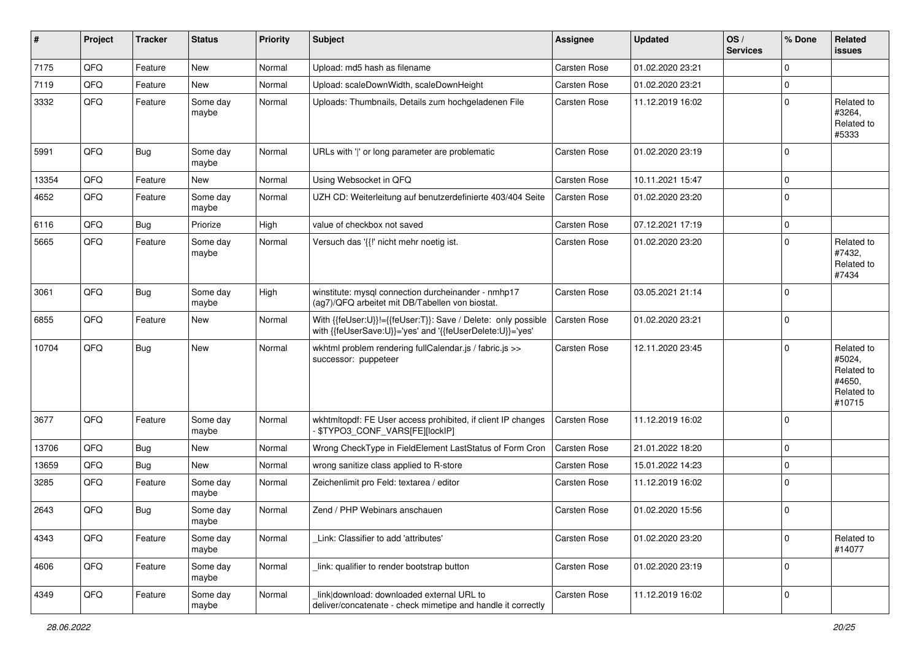| # | Project | Tracker | Status | Priority | Subject | Assignee | Updated | OS / Services | % Done | Related issues |
|---|---|---|---|---|---|---|---|---|---|---|
| 7175 | QFQ | Feature | New | Normal | Upload: md5 hash as filename | Carsten Rose | 01.02.2020 23:21 | | 0 | |
| 7119 | QFQ | Feature | New | Normal | Upload: scaleDownWidth, scaleDownHeight | Carsten Rose | 01.02.2020 23:21 | | 0 | |
| 3332 | QFQ | Feature | Some day maybe | Normal | Uploads: Thumbnails, Details zum hochgeladenen File | Carsten Rose | 11.12.2019 16:02 | | 0 | Related to #3264, Related to #5333 |
| 5991 | QFQ | Bug | Some day maybe | Normal | URLs with '\|' or long parameter are problematic | Carsten Rose | 01.02.2020 23:19 | | 0 | |
| 13354 | QFQ | Feature | New | Normal | Using Websocket in QFQ | Carsten Rose | 10.11.2021 15:47 | | 0 | |
| 4652 | QFQ | Feature | Some day maybe | Normal | UZH CD: Weiterleitung auf benutzerdefinierte 403/404 Seite | Carsten Rose | 01.02.2020 23:20 | | 0 | |
| 6116 | QFQ | Bug | Priorize | High | value of checkbox not saved | Carsten Rose | 07.12.2021 17:19 | | 0 | |
| 5665 | QFQ | Feature | Some day maybe | Normal | Versuch das '{{!' nicht mehr noetig ist. | Carsten Rose | 01.02.2020 23:20 | | 0 | Related to #7432, Related to #7434 |
| 3061 | QFQ | Bug | Some day maybe | High | winstitute: mysql connection durcheinander - nmhp17 (ag7)/QFQ arbeitet mit DB/Tabellen von biostat. | Carsten Rose | 03.05.2021 21:14 | | 0 | |
| 6855 | QFQ | Feature | New | Normal | With {{feUser:U}}!={{feUser:T}}: Save / Delete: only possible with {{feUserSave:U}}='yes' and '{{feUserDelete:U}}='yes' | Carsten Rose | 01.02.2020 23:21 | | 0 | |
| 10704 | QFQ | Bug | New | Normal | wkhtml problem rendering fullCalendar.js / fabric.js >> successor: puppeteer | Carsten Rose | 12.11.2020 23:45 | | 0 | Related to #5024, Related to #4650, Related to #10715 |
| 3677 | QFQ | Feature | Some day maybe | Normal | wkhtmltopdf: FE User access prohibited, if client IP changes - $TYPO3_CONF_VARS[FE][lockIP] | Carsten Rose | 11.12.2019 16:02 | | 0 | |
| 13706 | QFQ | Bug | New | Normal | Wrong CheckType in FieldElement LastStatus of Form Cron | Carsten Rose | 21.01.2022 18:20 | | 0 | |
| 13659 | QFQ | Bug | New | Normal | wrong sanitize class applied to R-store | Carsten Rose | 15.01.2022 14:23 | | 0 | |
| 3285 | QFQ | Feature | Some day maybe | Normal | Zeichenlimit pro Feld: textarea / editor | Carsten Rose | 11.12.2019 16:02 | | 0 | |
| 2643 | QFQ | Bug | Some day maybe | Normal | Zend / PHP Webinars anschauen | Carsten Rose | 01.02.2020 15:56 | | 0 | |
| 4343 | QFQ | Feature | Some day maybe | Normal | _Link: Classifier to add 'attributes' | Carsten Rose | 01.02.2020 23:20 | | 0 | Related to #14077 |
| 4606 | QFQ | Feature | Some day maybe | Normal | _link: qualifier to render bootstrap button | Carsten Rose | 01.02.2020 23:19 | | 0 | |
| 4349 | QFQ | Feature | Some day maybe | Normal | _link\|download: downloaded external URL to deliver/concatenate - check mimetipe and handle it correctly | Carsten Rose | 11.12.2019 16:02 | | 0 | |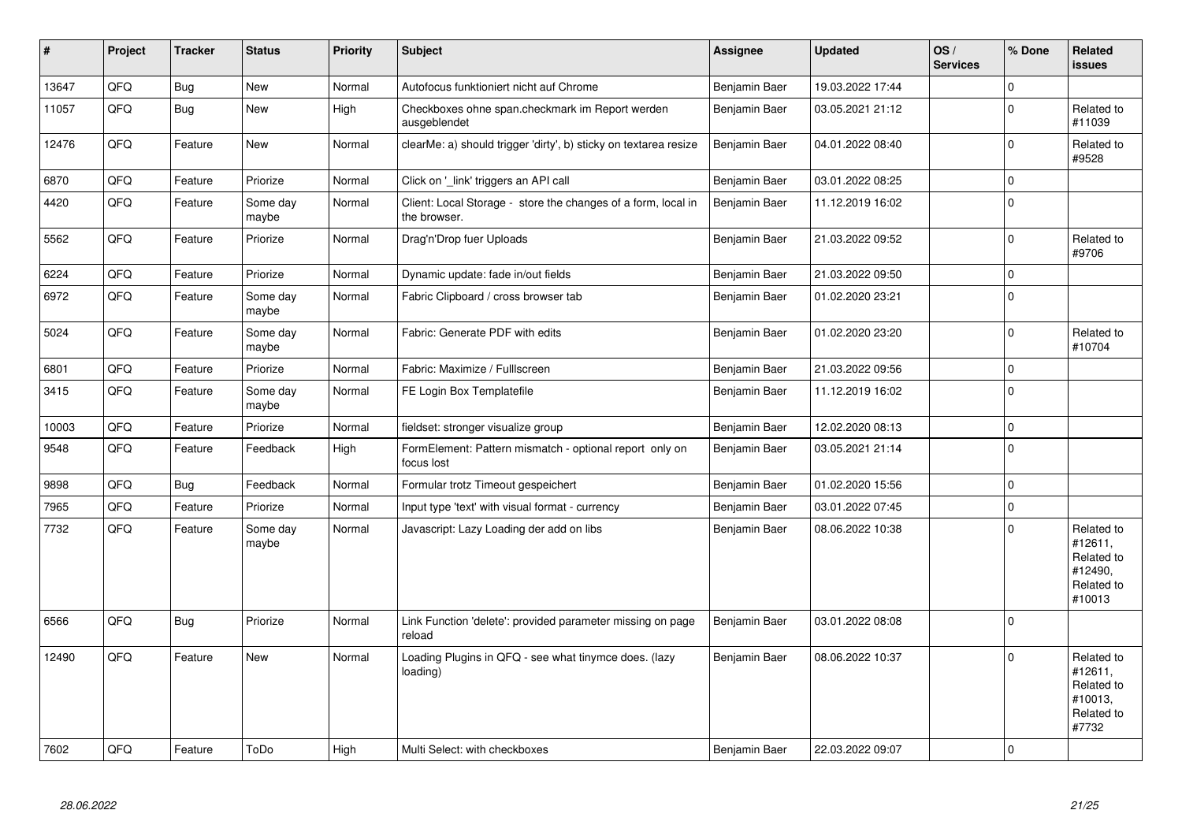| # | Project | Tracker | Status | Priority | Subject | Assignee | Updated | OS / Services | % Done | Related issues |
|---|---|---|---|---|---|---|---|---|---|---|
| 13647 | QFQ | Bug | New | Normal | Autofocus funktioniert nicht auf Chrome | Benjamin Baer | 19.03.2022 17:44 | | 0 | |
| 11057 | QFQ | Bug | New | High | Checkboxes ohne span.checkmark im Report werden ausgeblendet | Benjamin Baer | 03.05.2021 21:12 | | 0 | Related to #11039 |
| 12476 | QFQ | Feature | New | Normal | clearMe: a) should trigger 'dirty', b) sticky on textarea resize | Benjamin Baer | 04.01.2022 08:40 | | 0 | Related to #9528 |
| 6870 | QFQ | Feature | Priorize | Normal | Click on '_link' triggers an API call | Benjamin Baer | 03.01.2022 08:25 | | 0 | |
| 4420 | QFQ | Feature | Some day maybe | Normal | Client: Local Storage - store the changes of a form, local in the browser. | Benjamin Baer | 11.12.2019 16:02 | | 0 | |
| 5562 | QFQ | Feature | Priorize | Normal | Drag'n'Drop fuer Uploads | Benjamin Baer | 21.03.2022 09:52 | | 0 | Related to #9706 |
| 6224 | QFQ | Feature | Priorize | Normal | Dynamic update: fade in/out fields | Benjamin Baer | 21.03.2022 09:50 | | 0 | |
| 6972 | QFQ | Feature | Some day maybe | Normal | Fabric Clipboard / cross browser tab | Benjamin Baer | 01.02.2020 23:21 | | 0 | |
| 5024 | QFQ | Feature | Some day maybe | Normal | Fabric: Generate PDF with edits | Benjamin Baer | 01.02.2020 23:20 | | 0 | Related to #10704 |
| 6801 | QFQ | Feature | Priorize | Normal | Fabric: Maximize / Fulllscreen | Benjamin Baer | 21.03.2022 09:56 | | 0 | |
| 3415 | QFQ | Feature | Some day maybe | Normal | FE Login Box Templatefile | Benjamin Baer | 11.12.2019 16:02 | | 0 | |
| 10003 | QFQ | Feature | Priorize | Normal | fieldset: stronger visualize group | Benjamin Baer | 12.02.2020 08:13 | | 0 | |
| 9548 | QFQ | Feature | Feedback | High | FormElement: Pattern mismatch - optional report only on focus lost | Benjamin Baer | 03.05.2021 21:14 | | 0 | |
| 9898 | QFQ | Bug | Feedback | Normal | Formular trotz Timeout gespeichert | Benjamin Baer | 01.02.2020 15:56 | | 0 | |
| 7965 | QFQ | Feature | Priorize | Normal | Input type 'text' with visual format - currency | Benjamin Baer | 03.01.2022 07:45 | | 0 | |
| 7732 | QFQ | Feature | Some day maybe | Normal | Javascript: Lazy Loading der add on libs | Benjamin Baer | 08.06.2022 10:38 | | 0 | Related to #12611, Related to #12490, Related to #10013 |
| 6566 | QFQ | Bug | Priorize | Normal | Link Function 'delete': provided parameter missing on page reload | Benjamin Baer | 03.01.2022 08:08 | | 0 | |
| 12490 | QFQ | Feature | New | Normal | Loading Plugins in QFQ - see what tinymce does. (lazy loading) | Benjamin Baer | 08.06.2022 10:37 | | 0 | Related to #12611, Related to #10013, Related to #7732 |
| 7602 | QFQ | Feature | ToDo | High | Multi Select: with checkboxes | Benjamin Baer | 22.03.2022 09:07 | | 0 | |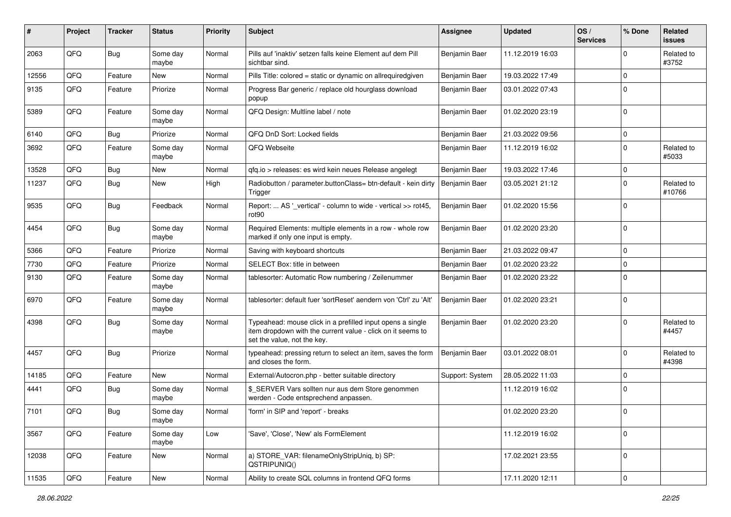| # | Project | Tracker | Status | Priority | Subject | Assignee | Updated | OS / Services | % Done | Related issues |
|---|---|---|---|---|---|---|---|---|---|---|
| 2063 | QFQ | Bug | Some day maybe | Normal | Pills auf 'inaktiv' setzen falls keine Element auf dem Pill sichtbar sind. | Benjamin Baer | 11.12.2019 16:03 | | 0 | Related to #3752 |
| 12556 | QFQ | Feature | New | Normal | Pills Title: colored = static or dynamic on allrequiredgiven | Benjamin Baer | 19.03.2022 17:49 | | 0 | |
| 9135 | QFQ | Feature | Priorize | Normal | Progress Bar generic / replace old hourglass download popup | Benjamin Baer | 03.01.2022 07:43 | | 0 | |
| 5389 | QFQ | Feature | Some day maybe | Normal | QFQ Design: Multline label / note | Benjamin Baer | 01.02.2020 23:19 | | 0 | |
| 6140 | QFQ | Bug | Priorize | Normal | QFQ DnD Sort: Locked fields | Benjamin Baer | 21.03.2022 09:56 | | 0 | |
| 3692 | QFQ | Feature | Some day maybe | Normal | QFQ Webseite | Benjamin Baer | 11.12.2019 16:02 | | 0 | Related to #5033 |
| 13528 | QFQ | Bug | New | Normal | qfq.io > releases: es wird kein neues Release angelegt | Benjamin Baer | 19.03.2022 17:46 | | 0 | |
| 11237 | QFQ | Bug | New | High | Radiobutton / parameter.buttonClass= btn-default - kein dirty Trigger | Benjamin Baer | 03.05.2021 21:12 | | 0 | Related to #10766 |
| 9535 | QFQ | Bug | Feedback | Normal | Report: ... AS '_vertical' - column to wide - vertical >> rot45, rot90 | Benjamin Baer | 01.02.2020 15:56 | | 0 | |
| 4454 | QFQ | Bug | Some day maybe | Normal | Required Elements: multiple elements in a row - whole row marked if only one input is empty. | Benjamin Baer | 01.02.2020 23:20 | | 0 | |
| 5366 | QFQ | Feature | Priorize | Normal | Saving with keyboard shortcuts | Benjamin Baer | 21.03.2022 09:47 | | 0 | |
| 7730 | QFQ | Feature | Priorize | Normal | SELECT Box: title in between | Benjamin Baer | 01.02.2020 23:22 | | 0 | |
| 9130 | QFQ | Feature | Some day maybe | Normal | tablesorter: Automatic Row numbering / Zeilenummer | Benjamin Baer | 01.02.2020 23:22 | | 0 | |
| 6970 | QFQ | Feature | Some day maybe | Normal | tablesorter: default fuer 'sortReset' aendern von 'Ctrl' zu 'Alt' | Benjamin Baer | 01.02.2020 23:21 | | 0 | |
| 4398 | QFQ | Bug | Some day maybe | Normal | Typeahead: mouse click in a prefilled input opens a single item dropdown with the current value - click on it seems to set the value, not the key. | Benjamin Baer | 01.02.2020 23:20 | | 0 | Related to #4457 |
| 4457 | QFQ | Bug | Priorize | Normal | typeahead: pressing return to select an item, saves the form and closes the form. | Benjamin Baer | 03.01.2022 08:01 | | 0 | Related to #4398 |
| 14185 | QFQ | Feature | New | Normal | External/Autocron.php - better suitable directory | Support: System | 28.05.2022 11:03 | | 0 | |
| 4441 | QFQ | Bug | Some day maybe | Normal | $_SERVER Vars sollten nur aus dem Store genommen werden - Code entsprechend anpassen. | | 11.12.2019 16:02 | | 0 | |
| 7101 | QFQ | Bug | Some day maybe | Normal | 'form' in SIP and 'report' - breaks | | 01.02.2020 23:20 | | 0 | |
| 3567 | QFQ | Feature | Some day maybe | Low | 'Save', 'Close', 'New' als FormElement | | 11.12.2019 16:02 | | 0 | |
| 12038 | QFQ | Feature | New | Normal | a) STORE_VAR: filenameOnlyStripUniq, b) SP: QSTRIPUNIQ() | | 17.02.2021 23:55 | | 0 | |
| 11535 | QFQ | Feature | New | Normal | Ability to create SQL columns in frontend QFQ forms | | 17.11.2020 12:11 | | 0 | |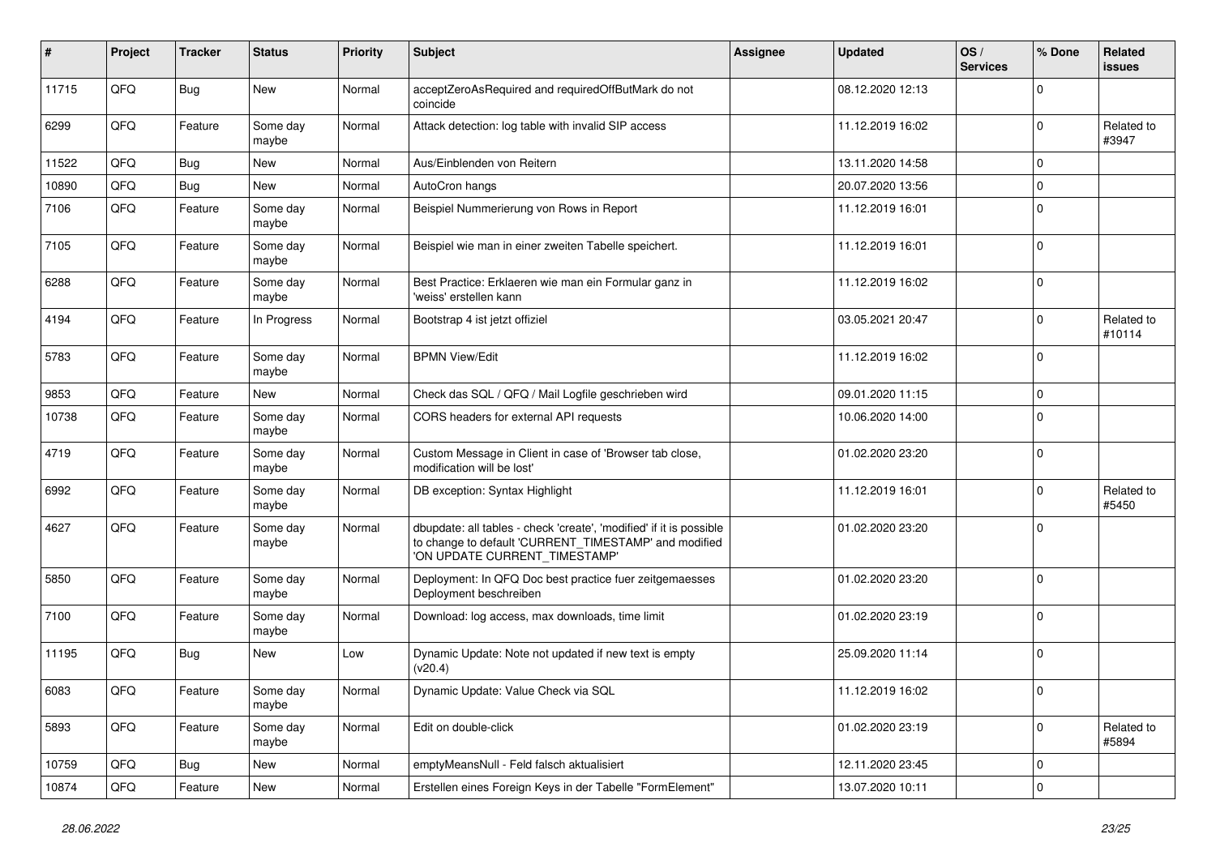| # | Project | Tracker | Status | Priority | Subject | Assignee | Updated | OS / Services | % Done | Related issues |
|---|---|---|---|---|---|---|---|---|---|---|
| 11715 | QFQ | Bug | New | Normal | acceptZeroAsRequired and requiredOffButMark do not coincide | | 08.12.2020 12:13 | | 0 | |
| 6299 | QFQ | Feature | Some day maybe | Normal | Attack detection: log table with invalid SIP access | | 11.12.2019 16:02 | | 0 | Related to #3947 |
| 11522 | QFQ | Bug | New | Normal | Aus/Einblenden von Reitern | | 13.11.2020 14:58 | | 0 | |
| 10890 | QFQ | Bug | New | Normal | AutoCron hangs | | 20.07.2020 13:56 | | 0 | |
| 7106 | QFQ | Feature | Some day maybe | Normal | Beispiel Nummerierung von Rows in Report | | 11.12.2019 16:01 | | 0 | |
| 7105 | QFQ | Feature | Some day maybe | Normal | Beispiel wie man in einer zweiten Tabelle speichert. | | 11.12.2019 16:01 | | 0 | |
| 6288 | QFQ | Feature | Some day maybe | Normal | Best Practice: Erklaeren wie man ein Formular ganz in 'weiss' erstellen kann | | 11.12.2019 16:02 | | 0 | |
| 4194 | QFQ | Feature | In Progress | Normal | Bootstrap 4 ist jetzt offiziel | | 03.05.2021 20:47 | | 0 | Related to #10114 |
| 5783 | QFQ | Feature | Some day maybe | Normal | BPMN View/Edit | | 11.12.2019 16:02 | | 0 | |
| 9853 | QFQ | Feature | New | Normal | Check das SQL / QFQ / Mail Logfile geschrieben wird | | 09.01.2020 11:15 | | 0 | |
| 10738 | QFQ | Feature | Some day maybe | Normal | CORS headers for external API requests | | 10.06.2020 14:00 | | 0 | |
| 4719 | QFQ | Feature | Some day maybe | Normal | Custom Message in Client in case of 'Browser tab close, modification will be lost' | | 01.02.2020 23:20 | | 0 | |
| 6992 | QFQ | Feature | Some day maybe | Normal | DB exception: Syntax Highlight | | 11.12.2019 16:01 | | 0 | Related to #5450 |
| 4627 | QFQ | Feature | Some day maybe | Normal | dbupdate: all tables - check 'create', 'modified' if it is possible to change to default 'CURRENT_TIMESTAMP' and modified 'ON UPDATE CURRENT_TIMESTAMP' | | 01.02.2020 23:20 | | 0 | |
| 5850 | QFQ | Feature | Some day maybe | Normal | Deployment: In QFQ Doc best practice fuer zeitgemaesses Deployment beschreiben | | 01.02.2020 23:20 | | 0 | |
| 7100 | QFQ | Feature | Some day maybe | Normal | Download: log access, max downloads, time limit | | 01.02.2020 23:19 | | 0 | |
| 11195 | QFQ | Bug | New | Low | Dynamic Update: Note not updated if new text is empty (v20.4) | | 25.09.2020 11:14 | | 0 | |
| 6083 | QFQ | Feature | Some day maybe | Normal | Dynamic Update: Value Check via SQL | | 11.12.2019 16:02 | | 0 | |
| 5893 | QFQ | Feature | Some day maybe | Normal | Edit on double-click | | 01.02.2020 23:19 | | 0 | Related to #5894 |
| 10759 | QFQ | Bug | New | Normal | emptyMeansNull - Feld falsch aktualisiert | | 12.11.2020 23:45 | | 0 | |
| 10874 | QFQ | Feature | New | Normal | Erstellen eines Foreign Keys in der Tabelle "FormElement" | | 13.07.2020 10:11 | | 0 | |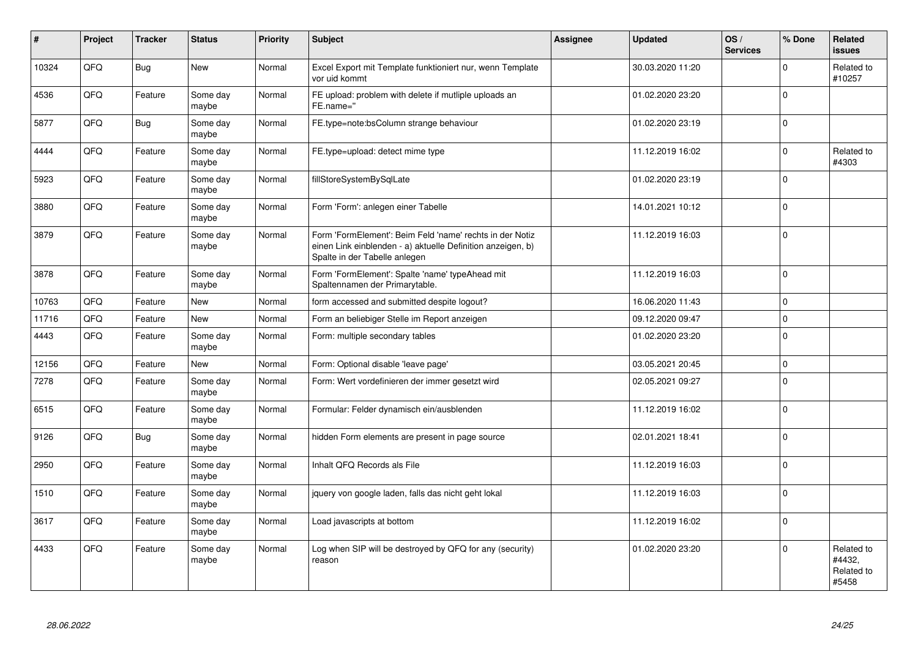| # | Project | Tracker | Status | Priority | Subject | Assignee | Updated | OS / Services | % Done | Related issues |
|---|---|---|---|---|---|---|---|---|---|---|
| 10324 | QFQ | Bug | New | Normal | Excel Export mit Template funktioniert nur, wenn Template vor uid kommt | | 30.03.2020 11:20 | | 0 | Related to #10257 |
| 4536 | QFQ | Feature | Some day maybe | Normal | FE upload: problem with delete if mutliple uploads an FE.name=" | | 01.02.2020 23:20 | | 0 | |
| 5877 | QFQ | Bug | Some day maybe | Normal | FE.type=note:bsColumn strange behaviour | | 01.02.2020 23:19 | | 0 | |
| 4444 | QFQ | Feature | Some day maybe | Normal | FE.type=upload: detect mime type | | 11.12.2019 16:02 | | 0 | Related to #4303 |
| 5923 | QFQ | Feature | Some day maybe | Normal | fillStoreSystemBySqlLate | | 01.02.2020 23:19 | | 0 | |
| 3880 | QFQ | Feature | Some day maybe | Normal | Form 'Form': anlegen einer Tabelle | | 14.01.2021 10:12 | | 0 | |
| 3879 | QFQ | Feature | Some day maybe | Normal | Form 'FormElement': Beim Feld 'name' rechts in der Notiz einen Link einblenden - a) aktuelle Definition anzeigen, b) Spalte in der Tabelle anlegen | | 11.12.2019 16:03 | | 0 | |
| 3878 | QFQ | Feature | Some day maybe | Normal | Form 'FormElement': Spalte 'name' typeAhead mit Spaltennamen der Primarytable. | | 11.12.2019 16:03 | | 0 | |
| 10763 | QFQ | Feature | New | Normal | form accessed and submitted despite logout? | | 16.06.2020 11:43 | | 0 | |
| 11716 | QFQ | Feature | New | Normal | Form an beliebiger Stelle im Report anzeigen | | 09.12.2020 09:47 | | 0 | |
| 4443 | QFQ | Feature | Some day maybe | Normal | Form: multiple secondary tables | | 01.02.2020 23:20 | | 0 | |
| 12156 | QFQ | Feature | New | Normal | Form: Optional disable 'leave page' | | 03.05.2021 20:45 | | 0 | |
| 7278 | QFQ | Feature | Some day maybe | Normal | Form: Wert vordefinieren der immer gesetzt wird | | 02.05.2021 09:27 | | 0 | |
| 6515 | QFQ | Feature | Some day maybe | Normal | Formular: Felder dynamisch ein/ausblenden | | 11.12.2019 16:02 | | 0 | |
| 9126 | QFQ | Bug | Some day maybe | Normal | hidden Form elements are present in page source | | 02.01.2021 18:41 | | 0 | |
| 2950 | QFQ | Feature | Some day maybe | Normal | Inhalt QFQ Records als File | | 11.12.2019 16:03 | | 0 | |
| 1510 | QFQ | Feature | Some day maybe | Normal | jquery von google laden, falls das nicht geht lokal | | 11.12.2019 16:03 | | 0 | |
| 3617 | QFQ | Feature | Some day maybe | Normal | Load javascripts at bottom | | 11.12.2019 16:02 | | 0 | |
| 4433 | QFQ | Feature | Some day maybe | Normal | Log when SIP will be destroyed by QFQ for any (security) reason | | 01.02.2020 23:20 | | 0 | Related to #4432, Related to #5458 |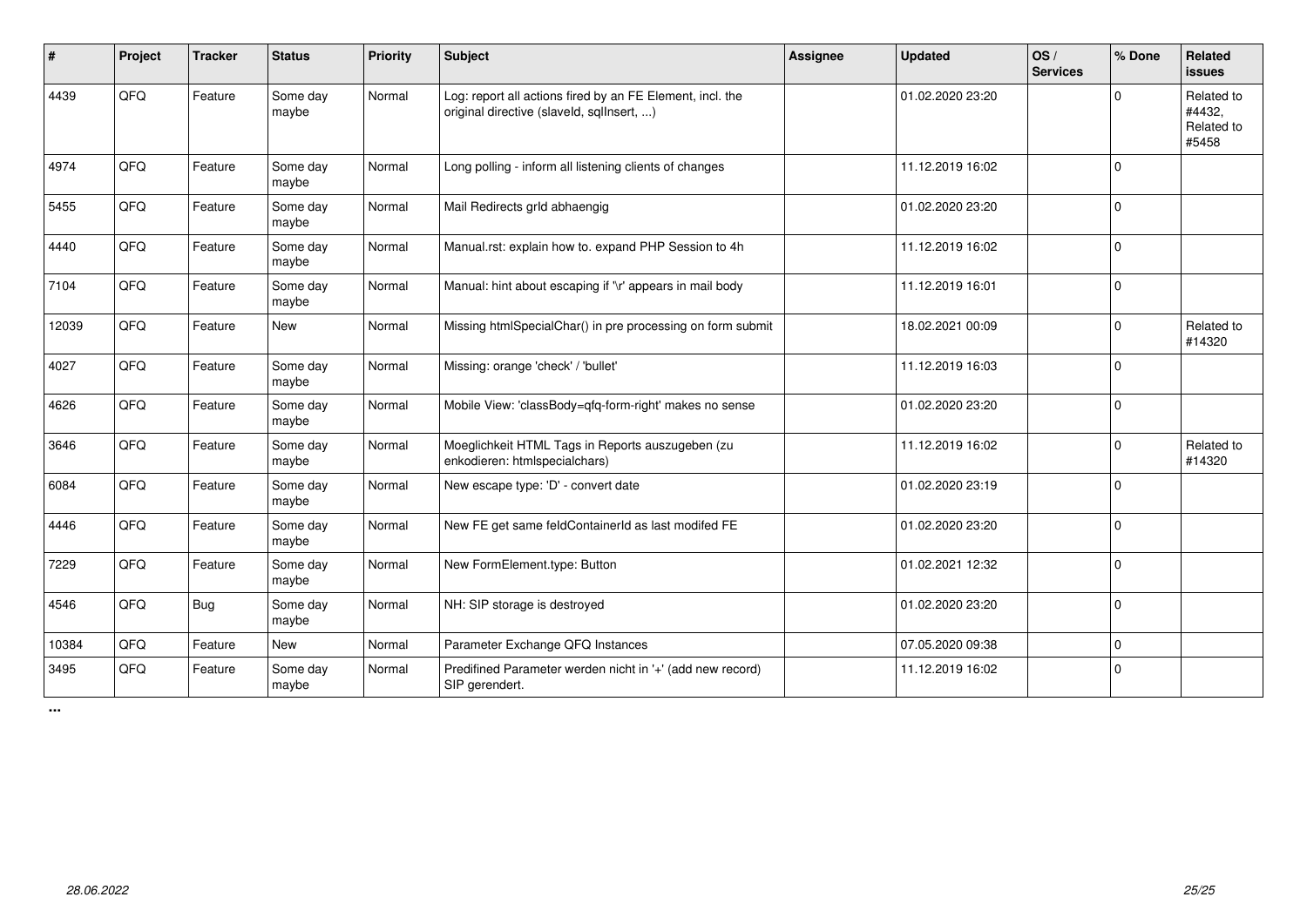| # | Project | Tracker | Status | Priority | Subject | Assignee | Updated | OS / Services | % Done | Related issues |
|---|---|---|---|---|---|---|---|---|---|---|
| 4439 | QFQ | Feature | Some day maybe | Normal | Log: report all actions fired by an FE Element, incl. the original directive (slaveId, sqlInsert, ...) | | 01.02.2020 23:20 | | 0 | Related to #4432, Related to #5458 |
| 4974 | QFQ | Feature | Some day maybe | Normal | Long polling - inform all listening clients of changes | | 11.12.2019 16:02 | | 0 | |
| 5455 | QFQ | Feature | Some day maybe | Normal | Mail Redirects grId abhaengig | | 01.02.2020 23:20 | | 0 | |
| 4440 | QFQ | Feature | Some day maybe | Normal | Manual.rst: explain how to. expand PHP Session to 4h | | 11.12.2019 16:02 | | 0 | |
| 7104 | QFQ | Feature | Some day maybe | Normal | Manual: hint about escaping if '\r' appears in mail body | | 11.12.2019 16:01 | | 0 | |
| 12039 | QFQ | Feature | New | Normal | Missing htmlSpecialChar() in pre processing on form submit | | 18.02.2021 00:09 | | 0 | Related to #14320 |
| 4027 | QFQ | Feature | Some day maybe | Normal | Missing: orange 'check' / 'bullet' | | 11.12.2019 16:03 | | 0 | |
| 4626 | QFQ | Feature | Some day maybe | Normal | Mobile View: 'classBody=qfq-form-right' makes no sense | | 01.02.2020 23:20 | | 0 | |
| 3646 | QFQ | Feature | Some day maybe | Normal | Moeglichkeit HTML Tags in Reports auszugeben (zu enkodieren: htmlspecialchars) | | 11.12.2019 16:02 | | 0 | Related to #14320 |
| 6084 | QFQ | Feature | Some day maybe | Normal | New escape type: 'D' - convert date | | 01.02.2020 23:19 | | 0 | |
| 4446 | QFQ | Feature | Some day maybe | Normal | New FE get same feldContainerId as last modifed FE | | 01.02.2020 23:20 | | 0 | |
| 7229 | QFQ | Feature | Some day maybe | Normal | New FormElement.type: Button | | 01.02.2021 12:32 | | 0 | |
| 4546 | QFQ | Bug | Some day maybe | Normal | NH: SIP storage is destroyed | | 01.02.2020 23:20 | | 0 | |
| 10384 | QFQ | Feature | New | Normal | Parameter Exchange QFQ Instances | | 07.05.2020 09:38 | | 0 | |
| 3495 | QFQ | Feature | Some day maybe | Normal | Predifined Parameter werden nicht in '+' (add new record) SIP gerendert. | | 11.12.2019 16:02 | | 0 | |

...